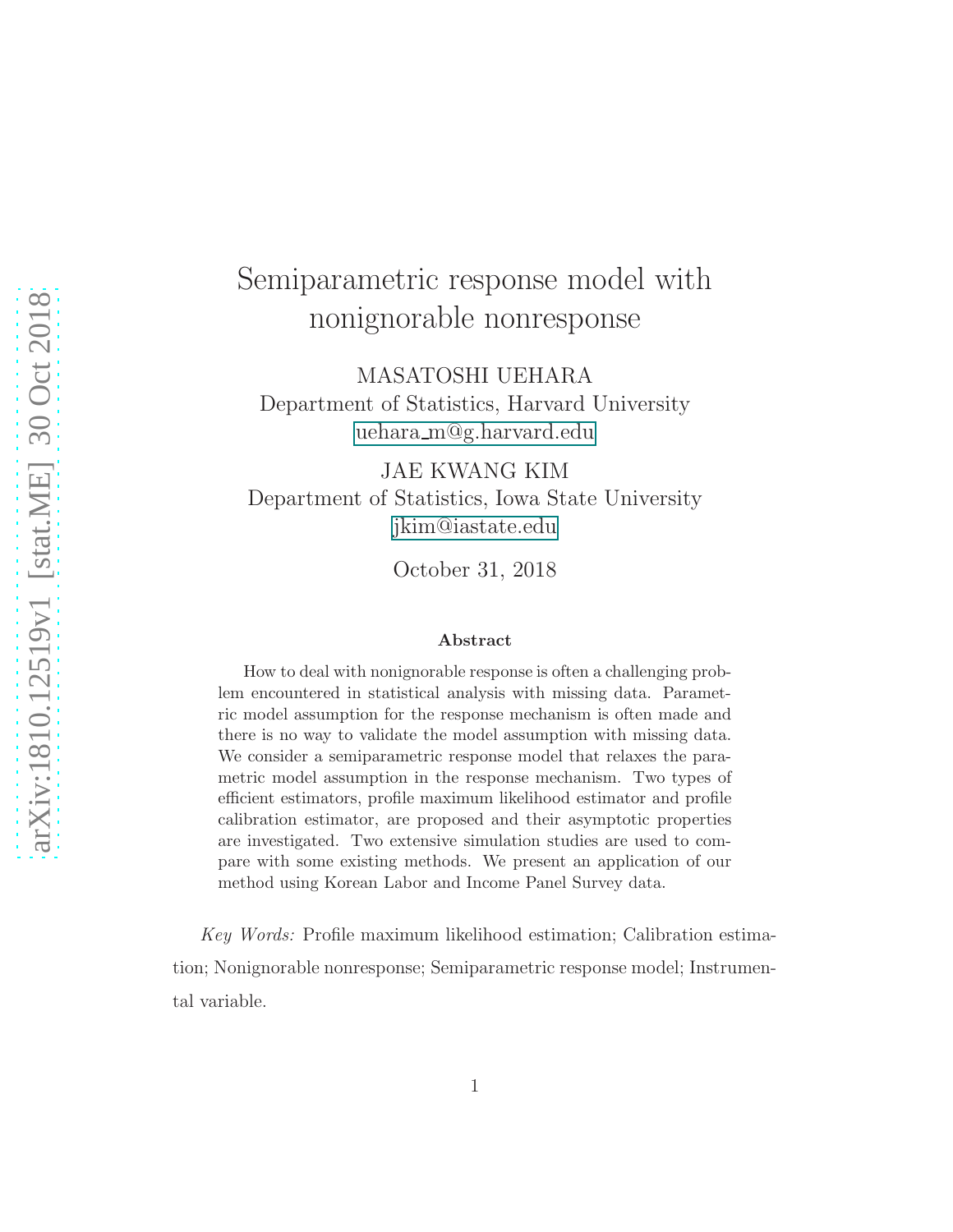# Semiparametric response model with nonignorable nonresponse

MASATOSHI UEHARA
Department of Statistics, Harvard University
uehara_m@g.harvard.edu

JAE KWANG KIM
Department of Statistics, Iowa State University
jkim@iastate.edu

October 31, 2018

### Abstract

How to deal with nonignorable response is often a challenging problem encountered in statistical analysis with missing data. Parametric model assumption for the response mechanism is often made and there is no way to validate the model assumption with missing data. We consider a semiparametric response model that relaxes the parametric model assumption in the response mechanism. Two types of efficient estimators, profile maximum likelihood estimator and profile calibration estimator, are proposed and their asymptotic properties are investigated. Two extensive simulation studies are used to compare with some existing methods. We present an application of our method using Korean Labor and Income Panel Survey data.

*Key Words:* Profile maximum likelihood estimation; Calibration estimation; Nonignorable nonresponse; Semiparametric response model; Instrumental variable.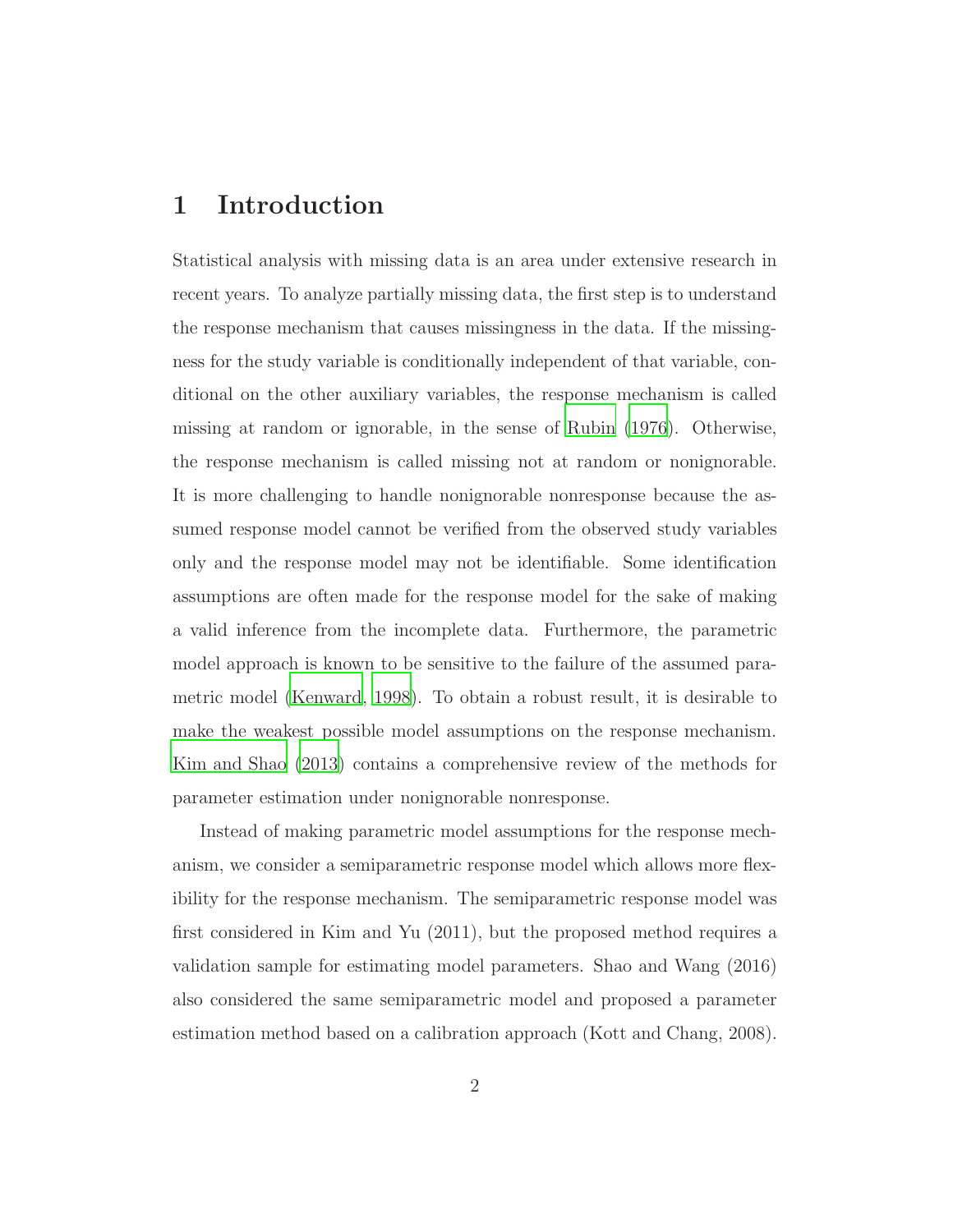# 1 Introduction

Statistical analysis with missing data is an area under extensive research in recent years. To analyze partially missing data, the first step is to understand the response mechanism that causes missingness in the data. If the missingness for the study variable is conditionally independent of that variable, conditional on the other auxiliary variables, the response mechanism is called missing at random or ignorable, in the sense of Rubin (1976). Otherwise, the response mechanism is called missing not at random or nonignorable. It is more challenging to handle nonignorable nonresponse because the assumed response model cannot be verified from the observed study variables only and the response model may not be identifiable. Some identification assumptions are often made for the response model for the sake of making a valid inference from the incomplete data. Furthermore, the parametric model approach is known to be sensitive to the failure of the assumed parametric model (Kenward, 1998). To obtain a robust result, it is desirable to make the weakest possible model assumptions on the response mechanism. Kim and Shao (2013) contains a comprehensive review of the methods for parameter estimation under nonignorable nonresponse.

Instead of making parametric model assumptions for the response mechanism, we consider a semiparametric response model which allows more flexibility for the response mechanism. The semiparametric response model was first considered in Kim and Yu (2011), but the proposed method requires a validation sample for estimating model parameters. Shao and Wang (2016) also considered the same semiparametric model and proposed a parameter estimation method based on a calibration approach (Kott and Chang, 2008).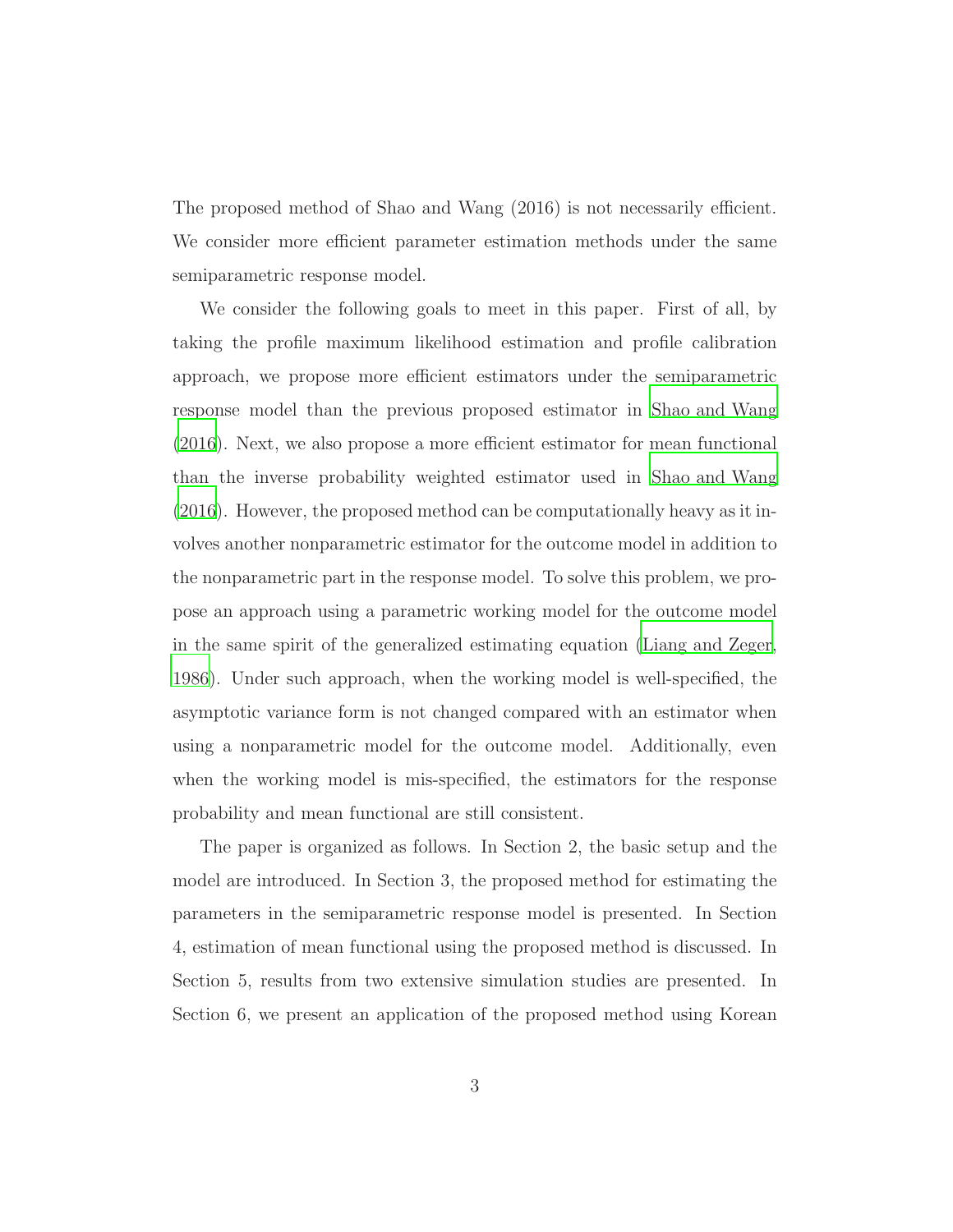The proposed method of Shao and Wang (2016) is not necessarily efficient. We consider more efficient parameter estimation methods under the same semiparametric response model.

We consider the following goals to meet in this paper. First of all, by taking the profile maximum likelihood estimation and profile calibration approach, we propose more efficient estimators under the semiparametric response model than the previous proposed estimator in Shao and Wang (2016). Next, we also propose a more efficient estimator for mean functional than the inverse probability weighted estimator used in Shao and Wang (2016). However, the proposed method can be computationally heavy as it involves another nonparametric estimator for the outcome model in addition to the nonparametric part in the response model. To solve this problem, we propose an approach using a parametric working model for the outcome model in the same spirit of the generalized estimating equation (Liang and Zeger, 1986). Under such approach, when the working model is well-specified, the asymptotic variance form is not changed compared with an estimator when using a nonparametric model for the outcome model. Additionally, even when the working model is mis-specified, the estimators for the response probability and mean functional are still consistent.

The paper is organized as follows. In Section 2, the basic setup and the model are introduced. In Section 3, the proposed method for estimating the parameters in the semiparametric response model is presented. In Section 4, estimation of mean functional using the proposed method is discussed. In Section 5, results from two extensive simulation studies are presented. In Section 6, we present an application of the proposed method using Korean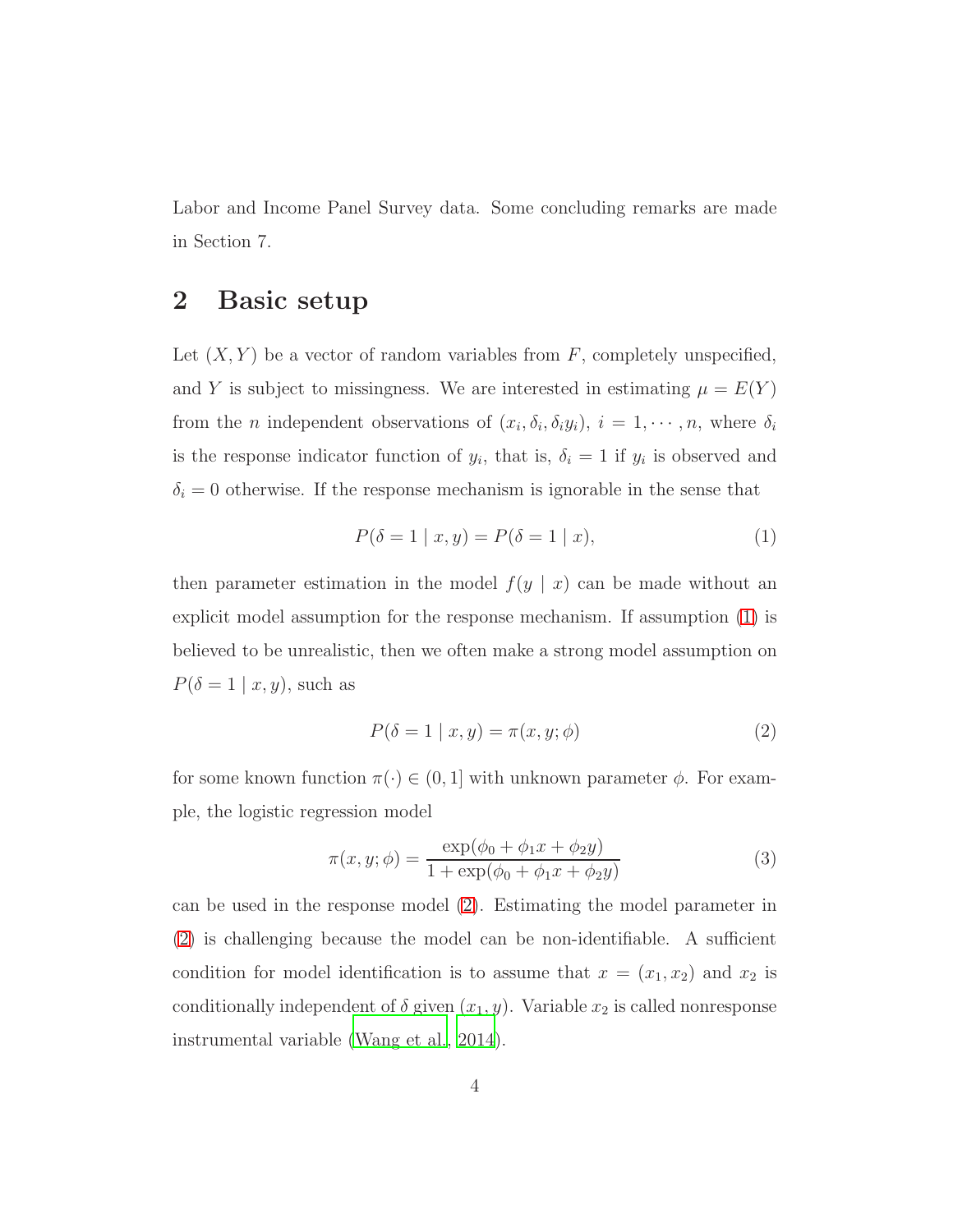Labor and Income Panel Survey data. Some concluding remarks are made in Section 7.

## 2 Basic setup

Let $(X, Y)$ be a vector of random variables from $F$, completely unspecified, and $Y$ is subject to missingness. We are interested in estimating $\mu = E(Y)$ from the $n$ independent observations of $(x_i, \delta_i, \delta_i y_i)$, $i = 1, \cdots, n$, where $\delta_i$ is the response indicator function of $y_i$, that is, $\delta_i = 1$ if $y_i$ is observed and $\delta_i = 0$ otherwise. If the response mechanism is ignorable in the sense that

$$P(\delta = 1 \mid x, y) = P(\delta = 1 \mid x), \tag{1}$$

then parameter estimation in the model $f(y \mid x)$ can be made without an explicit model assumption for the response mechanism. If assumption (1) is believed to be unrealistic, then we often make a strong model assumption on $P(\delta = 1 \mid x, y)$, such as

$$P(\delta = 1 \mid x, y) = \pi(x, y; \phi) \tag{2}$$

for some known function $\pi(\cdot) \in (0, 1]$ with unknown parameter $\phi$. For example, the logistic regression model

$$\pi(x, y; \phi) = \frac{\exp(\phi_0 + \phi_1 x + \phi_2 y)}{1 + \exp(\phi_0 + \phi_1 x + \phi_2 y)} \tag{3}$$

can be used in the response model (2). Estimating the model parameter in (2) is challenging because the model can be non-identifiable. A sufficient condition for model identification is to assume that $x = (x_1, x_2)$ and $x_2$ is conditionally independent of $\delta$ given $(x_1, y)$. Variable $x_2$ is called nonresponse instrumental variable (Wang et al., 2014).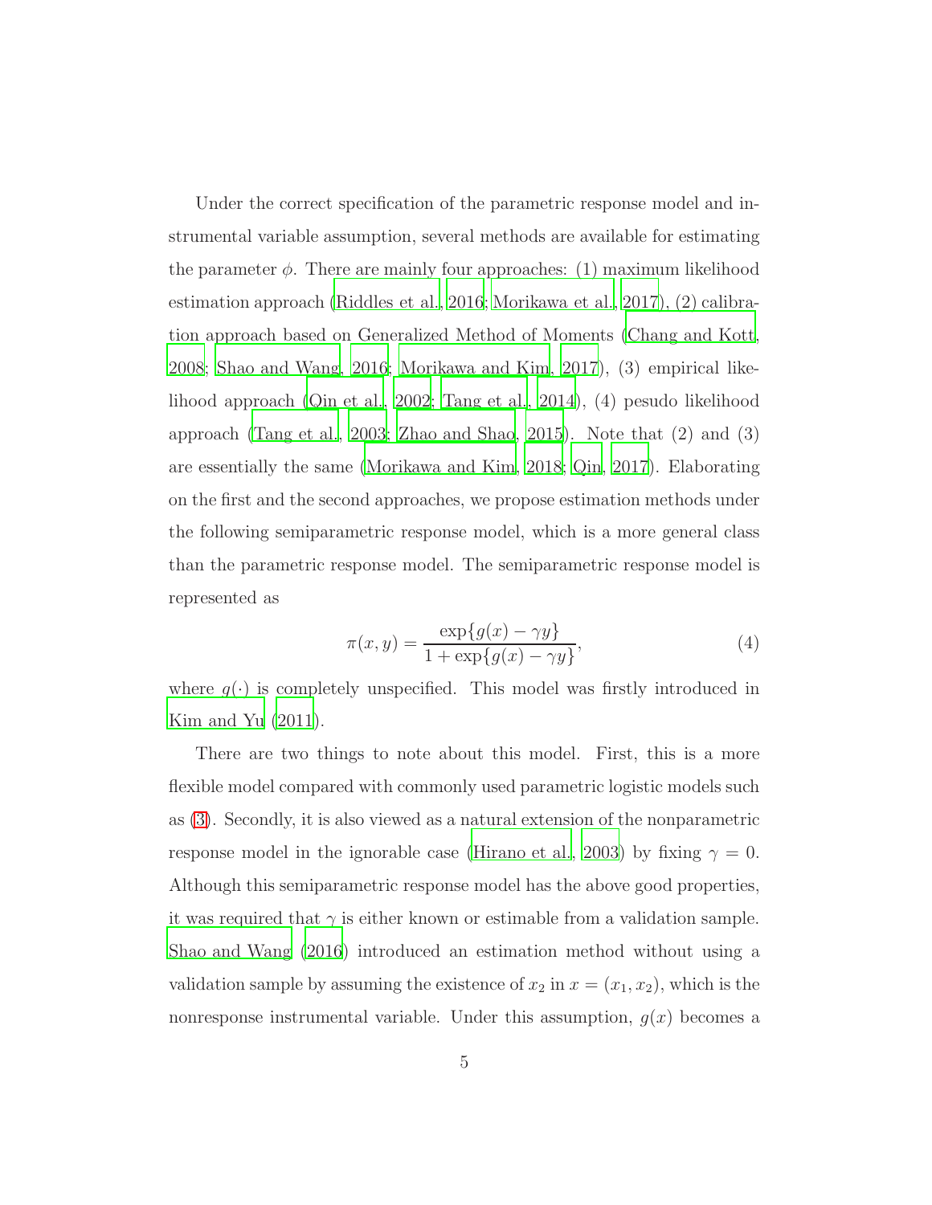Under the correct specification of the parametric response model and instrumental variable assumption, several methods are available for estimating the parameter $\phi$. There are mainly four approaches: (1) maximum likelihood estimation approach (Riddles et al., 2016; Morikawa et al., 2017), (2) calibration approach based on Generalized Method of Moments (Chang and Kott, 2008; Shao and Wang, 2016; Morikawa and Kim, 2017), (3) empirical likelihood approach (Qin et al., 2002; Tang et al., 2014), (4) pesudo likelihood approach (Tang et al., 2003; Zhao and Shao, 2015). Note that (2) and (3) are essentially the same (Morikawa and Kim, 2018; Qin, 2017). Elaborating on the first and the second approaches, we propose estimation methods under the following semiparametric response model, which is a more general class than the parametric response model. The semiparametric response model is represented as

$$\pi(x, y) = \frac{\exp\{g(x) - \gamma y\}}{1 + \exp\{g(x) - \gamma y\}}, \tag{4}$$

where $g(\cdot)$ is completely unspecified. This model was firstly introduced in Kim and Yu (2011).

There are two things to note about this model. First, this is a more flexible model compared with commonly used parametric logistic models such as (3). Secondly, it is also viewed as a natural extension of the nonparametric response model in the ignorable case (Hirano et al., 2003) by fixing $\gamma = 0$. Although this semiparametric response model has the above good properties, it was required that $\gamma$ is either known or estimable from a validation sample. Shao and Wang (2016) introduced an estimation method without using a validation sample by assuming the existence of $x_2$ in $x = (x_1, x_2)$, which is the nonresponse instrumental variable. Under this assumption, $g(x)$ becomes a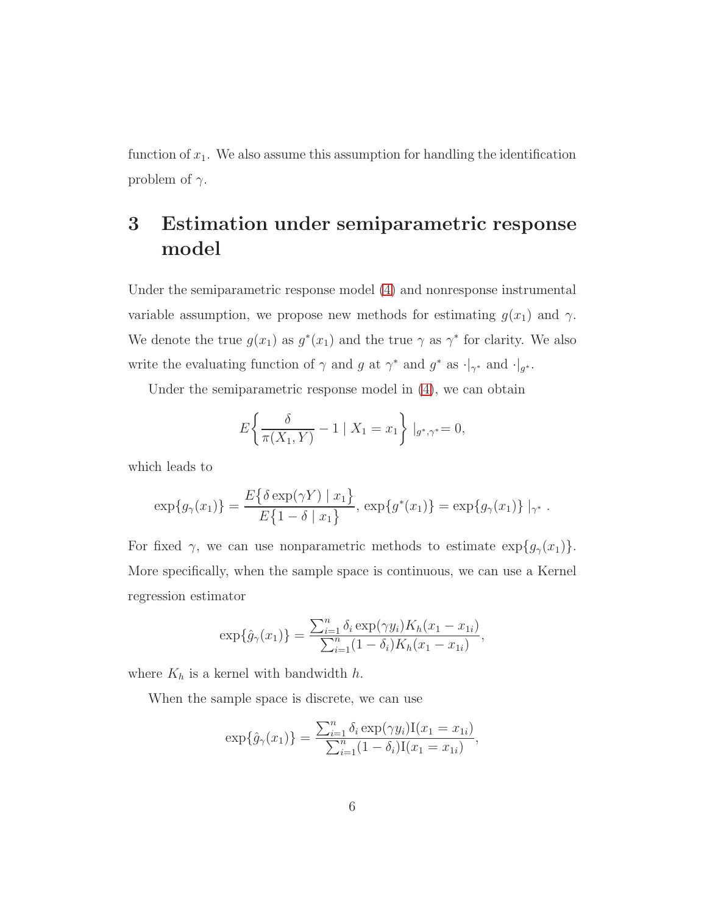function of $x_1$. We also assume this assumption for handling the identification problem of $\gamma$.

# 3 Estimation under semiparametric response model

Under the semiparametric response model (4) and nonresponse instrumental variable assumption, we propose new methods for estimating $g(x_1)$ and $\gamma$. We denote the true $g(x_1)$ as $g^*(x_1)$ and the true $\gamma$ as $\gamma^*$ for clarity. We also write the evaluating function of $\gamma$ and $g$ at $\gamma^*$ and $g^*$ as $\cdot|_{\gamma^*}$ and $\cdot|_{g^*}$.

Under the semiparametric response model in (4), we can obtain

$$E\left\{\frac{\delta}{\pi(X_1, Y)} - 1 \mid X_1 = x_1\right\}|_{g^*,\gamma^*} = 0,$$

which leads to

$$\exp\{g_\gamma(x_1)\} = \frac{E\{\delta \exp(\gamma Y) \mid x_1\}}{E\{1 - \delta \mid x_1\}}, \; \exp\{g^*(x_1)\} = \exp\{g_\gamma(x_1)\} \mid_{\gamma^*} .$$

For fixed $\gamma$, we can use nonparametric methods to estimate $\exp\{g_\gamma(x_1)\}$. More specifically, when the sample space is continuous, we can use a Kernel regression estimator

$$\exp\{\hat{g}_\gamma(x_1)\} = \frac{\sum_{i=1}^n \delta_i \exp(\gamma y_i) K_h(x_1 - x_{1i})}{\sum_{i=1}^n (1 - \delta_i) K_h(x_1 - x_{1i})},$$

where $K_h$ is a kernel with bandwidth $h$.

When the sample space is discrete, we can use

$$\exp\{\hat{g}_\gamma(x_1)\} = \frac{\sum_{i=1}^n \delta_i \exp(\gamma y_i) \mathrm{I}(x_1 = x_{1i})}{\sum_{i=1}^n (1 - \delta_i) \mathrm{I}(x_1 = x_{1i})},$$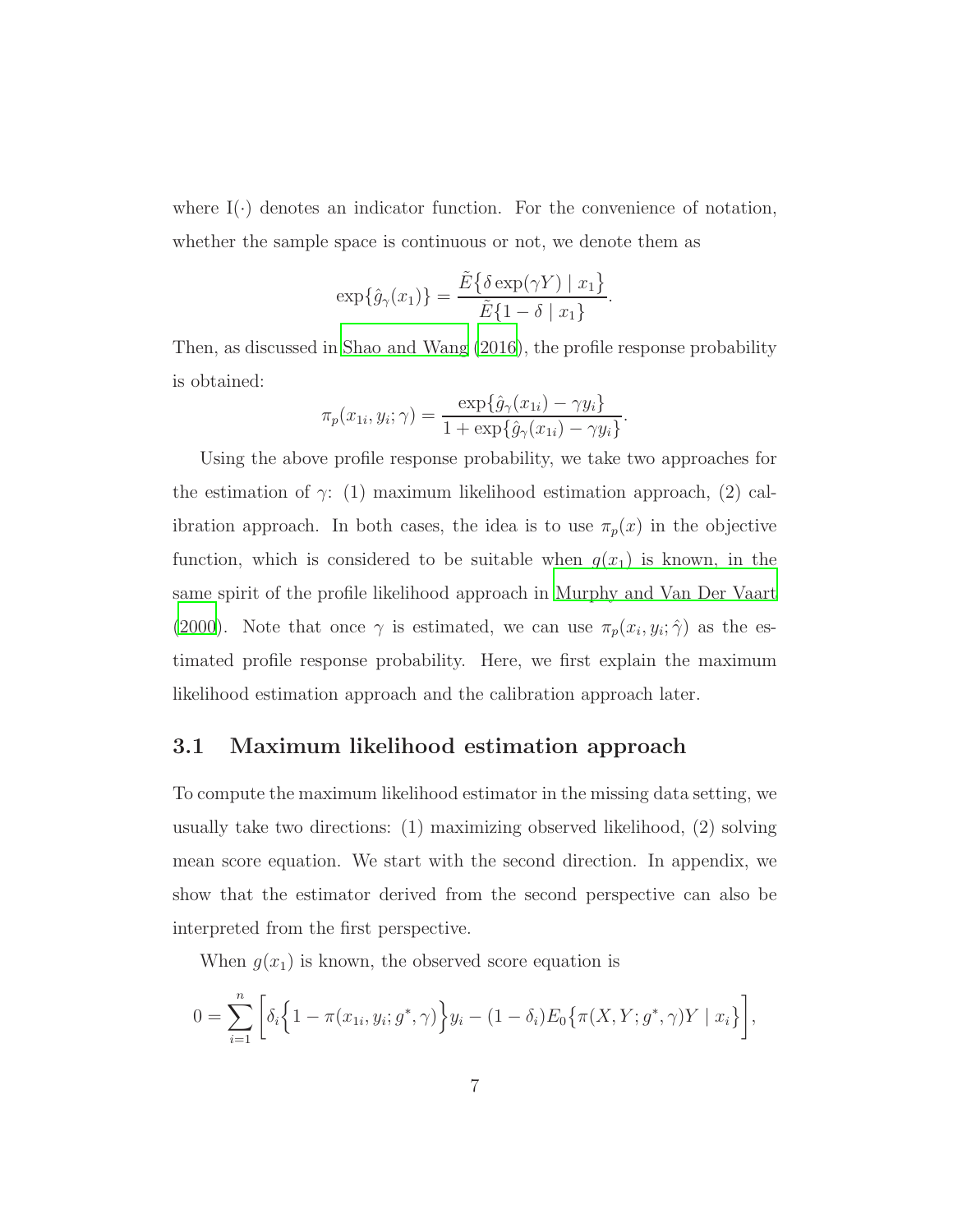where $\mathrm{I}(\cdot)$ denotes an indicator function. For the convenience of notation, whether the sample space is continuous or not, we denote them as

$$\exp\{\hat{g}_\gamma(x_1)\} = \frac{\tilde{E}\big\{\delta \exp(\gamma Y) \mid x_1\big\}}{\tilde{E}\{1 - \delta \mid x_1\}}.$$

Then, as discussed in Shao and Wang (2016), the profile response probability is obtained:

$$\pi_p(x_{1i}, y_i; \gamma) = \frac{\exp\{\hat{g}_\gamma(x_{1i}) - \gamma y_i\}}{1 + \exp\{\hat{g}_\gamma(x_{1i}) - \gamma y_i\}}.$$

Using the above profile response probability, we take two approaches for the estimation of $\gamma$: (1) maximum likelihood estimation approach, (2) calibration approach. In both cases, the idea is to use $\pi_p(x)$ in the objective function, which is considered to be suitable when $g(x_1)$ is known, in the same spirit of the profile likelihood approach in Murphy and Van Der Vaart (2000). Note that once $\gamma$ is estimated, we can use $\pi_p(x_i, y_i; \hat{\gamma})$ as the estimated profile response probability. Here, we first explain the maximum likelihood estimation approach and the calibration approach later.

## 3.1 Maximum likelihood estimation approach

To compute the maximum likelihood estimator in the missing data setting, we usually take two directions: (1) maximizing observed likelihood, (2) solving mean score equation. We start with the second direction. In appendix, we show that the estimator derived from the second perspective can also be interpreted from the first perspective.

When $g(x_1)$ is known, the observed score equation is

$$0 = \sum_{i=1}^{n} \bigg[\delta_i \Big\{1 - \pi(x_{1i}, y_i; g^*, \gamma)\Big\} y_i - (1 - \delta_i) E_0\Big\{\pi(X, Y; g^*, \gamma) Y \mid x_i\Big\}\bigg],$$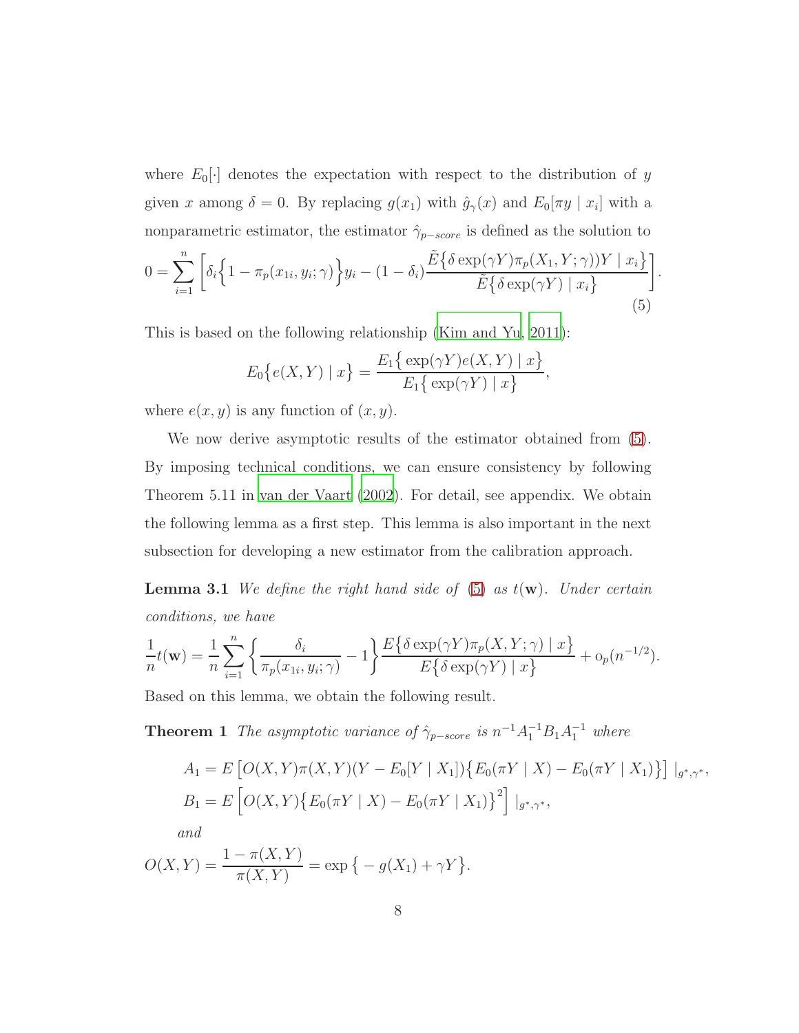where $E_0[\cdot]$ denotes the expectation with respect to the distribution of $y$ given $x$ among $\delta = 0$. By replacing $g(x_1)$ with $\hat{g}_\gamma(x)$ and $E_0[\pi y \mid x_i]$ with a nonparametric estimator, the estimator $\hat{\gamma}_{p-score}$ is defined as the solution to

$$0 = \sum_{i=1}^{n} \left[ \delta_i \Big\{ 1 - \pi_p(x_{1i}, y_i; \gamma) \Big\} y_i - (1 - \delta_i) \frac{\tilde{E}\big\{ \delta \exp(\gamma Y) \pi_p(X_1, Y; \gamma)) Y \mid x_i \big\}}{\tilde{E}\big\{ \delta \exp(\gamma Y) \mid x_i \big\}} \right]. \tag{5}$$

This is based on the following relationship (Kim and Yu, 2011):

$$E_0\big\{ e(X, Y) \mid x \big\} = \frac{E_1\big\{ \exp(\gamma Y) e(X, Y) \mid x \big\}}{E_1\big\{ \exp(\gamma Y) \mid x \big\}},$$

where $e(x, y)$ is any function of $(x, y)$.

We now derive asymptotic results of the estimator obtained from (5). By imposing technical conditions, we can ensure consistency by following Theorem 5.11 in van der Vaart (2002). For detail, see appendix. We obtain the following lemma as a first step. This lemma is also important in the next subsection for developing a new estimator from the calibration approach.

**Lemma 3.1** *We define the right hand side of (5) as $t(\mathbf{w})$. Under certain conditions, we have*

$$\frac{1}{n} t(\mathbf{w}) = \frac{1}{n} \sum_{i=1}^{n} \left\{ \frac{\delta_i}{\pi_p(x_{1i}, y_i; \gamma)} - 1 \right\} \frac{E\big\{ \delta \exp(\gamma Y) \pi_p(X, Y; \gamma) \mid x \big\}}{E\big\{ \delta \exp(\gamma Y) \mid x \big\}} + o_p(n^{-1/2}).$$

Based on this lemma, we obtain the following result.

**Theorem 1** *The asymptotic variance of $\hat{\gamma}_{p-score}$ is $n^{-1} A_1^{-1} B_1 A_1^{-1}$ where*

$$A_1 = E\left[ O(X, Y) \pi(X, Y)(Y - E_0[Y \mid X_1]) \big\{ E_0(\pi Y \mid X) - E_0(\pi Y \mid X_1) \big\} \right] |_{g^*, \gamma^*},$$

$$B_1 = E\left[ O(X, Y) \big\{ E_0(\pi Y \mid X) - E_0(\pi Y \mid X_1) \big\}^2 \right] |_{g^*, \gamma^*},$$

*and*

$$O(X, Y) = \frac{1 - \pi(X, Y)}{\pi(X, Y)} = \exp\big\{ -g(X_1) + \gamma Y \big\}.$$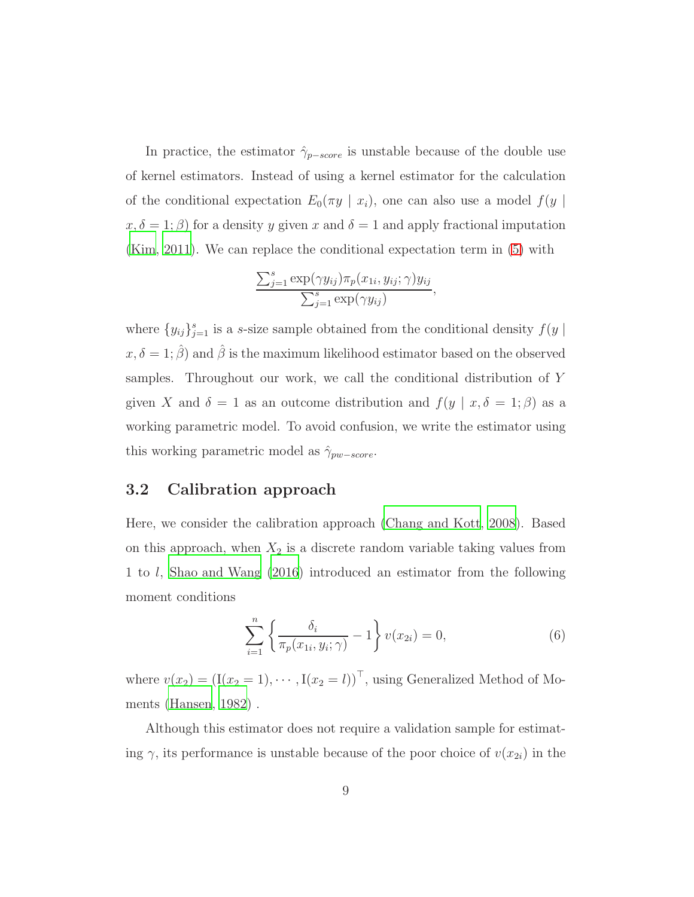In practice, the estimator $\hat{\gamma}_{p-score}$ is unstable because of the double use of kernel estimators. Instead of using a kernel estimator for the calculation of the conditional expectation $E_0(\pi y \mid x_i)$, one can also use a model $f(y \mid x, \delta = 1; \beta)$ for a density $y$ given $x$ and $\delta = 1$ and apply fractional imputation (Kim, 2011). We can replace the conditional expectation term in (5) with

$$\frac{\sum_{j=1}^{s} \exp(\gamma y_{ij}) \pi_p(x_{1i}, y_{ij}; \gamma) y_{ij}}{\sum_{j=1}^{s} \exp(\gamma y_{ij})},$$

where $\{y_{ij}\}_{j=1}^{s}$ is a $s$-size sample obtained from the conditional density $f(y \mid x, \delta = 1; \hat{\beta})$ and $\hat{\beta}$ is the maximum likelihood estimator based on the observed samples. Throughout our work, we call the conditional distribution of $Y$ given $X$ and $\delta = 1$ as an outcome distribution and $f(y \mid x, \delta = 1; \beta)$ as a working parametric model. To avoid confusion, we write the estimator using this working parametric model as $\hat{\gamma}_{pw-score}$.

## 3.2 Calibration approach

Here, we consider the calibration approach (Chang and Kott, 2008). Based on this approach, when $X_2$ is a discrete random variable taking values from 1 to $l$, Shao and Wang (2016) introduced an estimator from the following moment conditions

$$\sum_{i=1}^{n} \left\{ \frac{\delta_i}{\pi_p(x_{1i}, y_i; \gamma)} - 1 \right\} v(x_{2i}) = 0, \tag{6}$$

where $v(x_2) = (\mathrm{I}(x_2 = 1), \cdots, \mathrm{I}(x_2 = l))^\top$, using Generalized Method of Moments (Hansen, 1982) .

Although this estimator does not require a validation sample for estimating $\gamma$, its performance is unstable because of the poor choice of $v(x_{2i})$ in the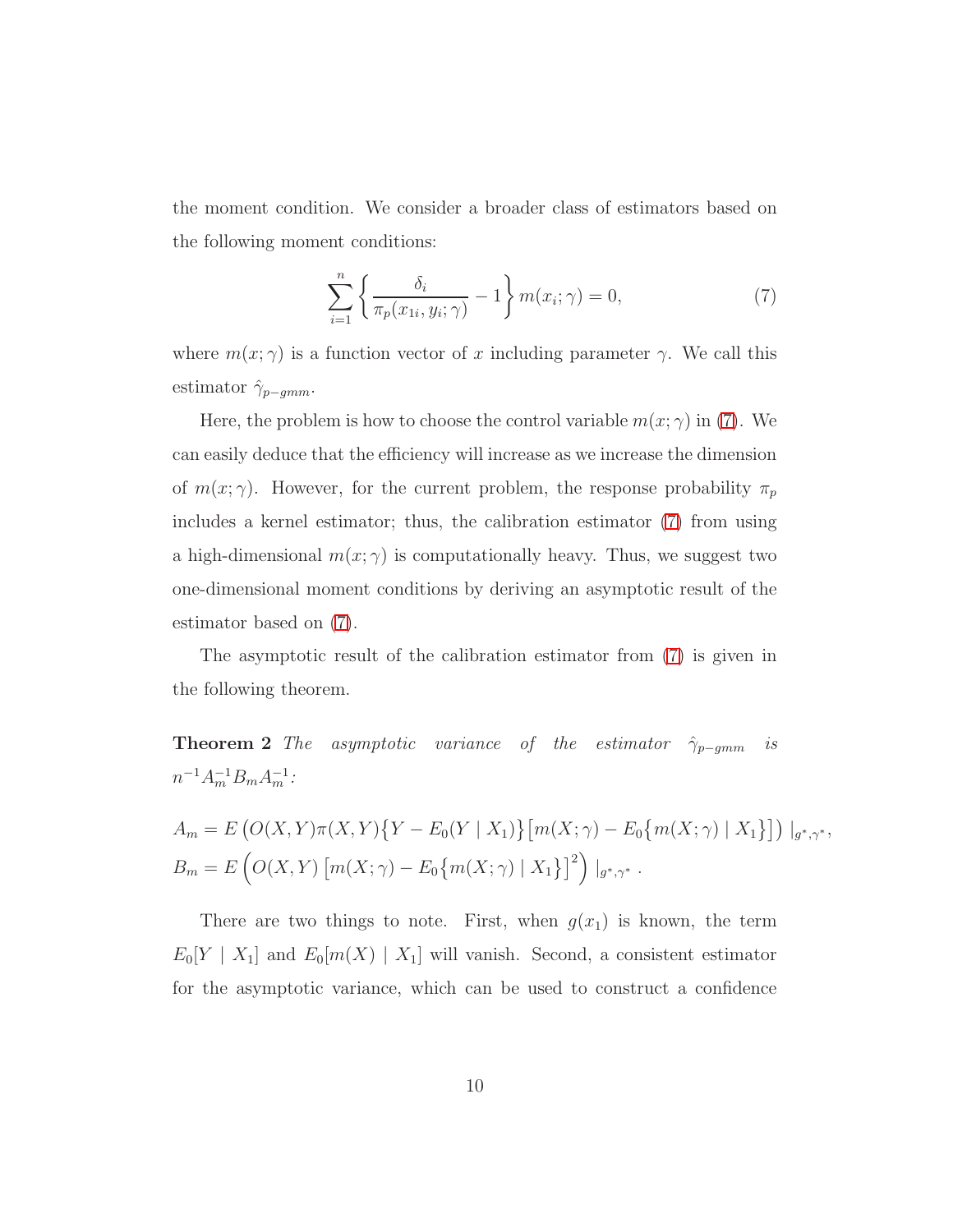the moment condition. We consider a broader class of estimators based on the following moment conditions:

$$\sum_{i=1}^{n} \left\{ \frac{\delta_i}{\pi_p(x_{1i}, y_i; \gamma)} - 1 \right\} m(x_i; \gamma) = 0, \tag{7}$$

where $m(x; \gamma)$ is a function vector of $x$ including parameter $\gamma$. We call this estimator $\hat{\gamma}_{p-gmm}$.

Here, the problem is how to choose the control variable $m(x; \gamma)$ in (7). We can easily deduce that the efficiency will increase as we increase the dimension of $m(x; \gamma)$. However, for the current problem, the response probability $\pi_p$ includes a kernel estimator; thus, the calibration estimator (7) from using a high-dimensional $m(x; \gamma)$ is computationally heavy. Thus, we suggest two one-dimensional moment conditions by deriving an asymptotic result of the estimator based on (7).

The asymptotic result of the calibration estimator from (7) is given in the following theorem.

**Theorem 2** *The asymptotic variance of the estimator $\hat{\gamma}_{p-gmm}$ is $n^{-1} A_m^{-1} B_m A_m^{-1}$:*

$$A_m = E\left(O(X,Y)\pi(X,Y)\left\{Y - E_0(Y \mid X_1)\right\}\left[m(X;\gamma) - E_0\left\{m(X;\gamma) \mid X_1\right\}\right]\right) |_{g^*,\gamma^*},$$

$$B_m = E\left(O(X,Y)\left[m(X;\gamma) - E_0\left\{m(X;\gamma) \mid X_1\right\}\right]^2\right) |_{g^*,\gamma^*}.$$

There are two things to note. First, when $g(x_1)$ is known, the term $E_0[Y \mid X_1]$ and $E_0[m(X) \mid X_1]$ will vanish. Second, a consistent estimator for the asymptotic variance, which can be used to construct a confidence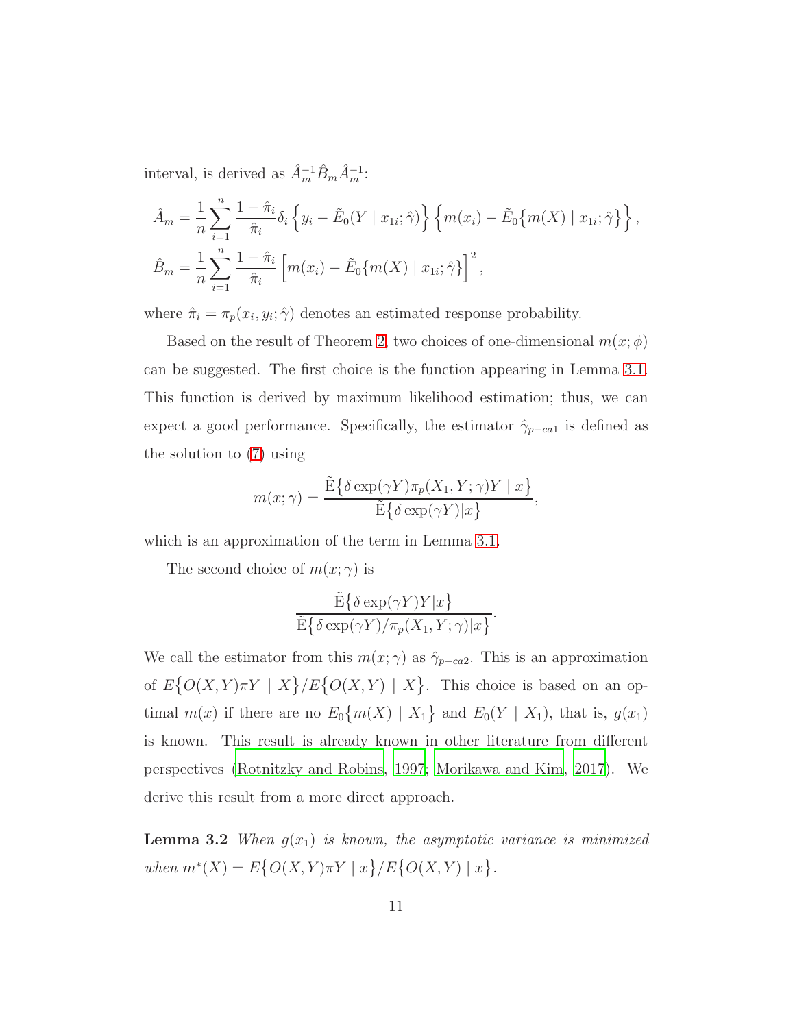interval, is derived as $\hat{A}_m^{-1}\hat{B}_m\hat{A}_m^{-1}$:

$$
\hat{A}_m = \frac{1}{n}\sum_{i=1}^{n} \frac{1-\hat{\pi}_i}{\hat{\pi}_i}\delta_i \Big\{ y_i - \tilde{E}_0(Y \mid x_{1i};\hat{\gamma}) \Big\} \Big\{ m(x_i) - \tilde{E}_0\big\{m(X) \mid x_{1i};\hat{\gamma}\big\} \Big\},
$$

$$
\hat{B}_m = \frac{1}{n}\sum_{i=1}^{n} \frac{1-\hat{\pi}_i}{\hat{\pi}_i} \Big[ m(x_i) - \tilde{E}_0\{m(X) \mid x_{1i};\hat{\gamma}\} \Big]^2,
$$

where $\hat{\pi}_i = \pi_p(x_i, y_i; \hat{\gamma})$ denotes an estimated response probability.

Based on the result of Theorem 2, two choices of one-dimensional $m(x;\phi)$ can be suggested. The first choice is the function appearing in Lemma 3.1. This function is derived by maximum likelihood estimation; thus, we can expect a good performance. Specifically, the estimator $\hat{\gamma}_{p-ca1}$ is defined as the solution to (7) using

$$
m(x;\gamma) = \frac{\tilde{\mathrm{E}}\big\{\delta \exp(\gamma Y)\pi_p(X_1, Y;\gamma)Y \mid x\big\}}{\tilde{\mathrm{E}}\big\{\delta \exp(\gamma Y)|x\big\}},
$$

which is an approximation of the term in Lemma 3.1.

The second choice of $m(x;\gamma)$ is

$$
\frac{\tilde{\mathrm{E}}\big\{\delta \exp(\gamma Y)Y|x\big\}}{\tilde{\mathrm{E}}\big\{\delta \exp(\gamma Y)/\pi_p(X_1, Y;\gamma)|x\big\}}.
$$

We call the estimator from this $m(x;\gamma)$ as $\hat{\gamma}_{p-ca2}$. This is an approximation of $E\big\{O(X,Y)\pi Y \mid X\big\}/E\big\{O(X,Y) \mid X\big\}$. This choice is based on an optimal $m(x)$ if there are no $E_0\big\{m(X) \mid X_1\big\}$ and $E_0(Y \mid X_1)$, that is, $g(x_1)$ is known. This result is already known in other literature from different perspectives (Rotnitzky and Robins, 1997; Morikawa and Kim, 2017). We derive this result from a more direct approach.

**Lemma 3.2** *When $g(x_1)$ is known, the asymptotic variance is minimized when $m^*(X) = E\big\{O(X,Y)\pi Y \mid x\big\}/E\big\{O(X,Y) \mid x\big\}$.*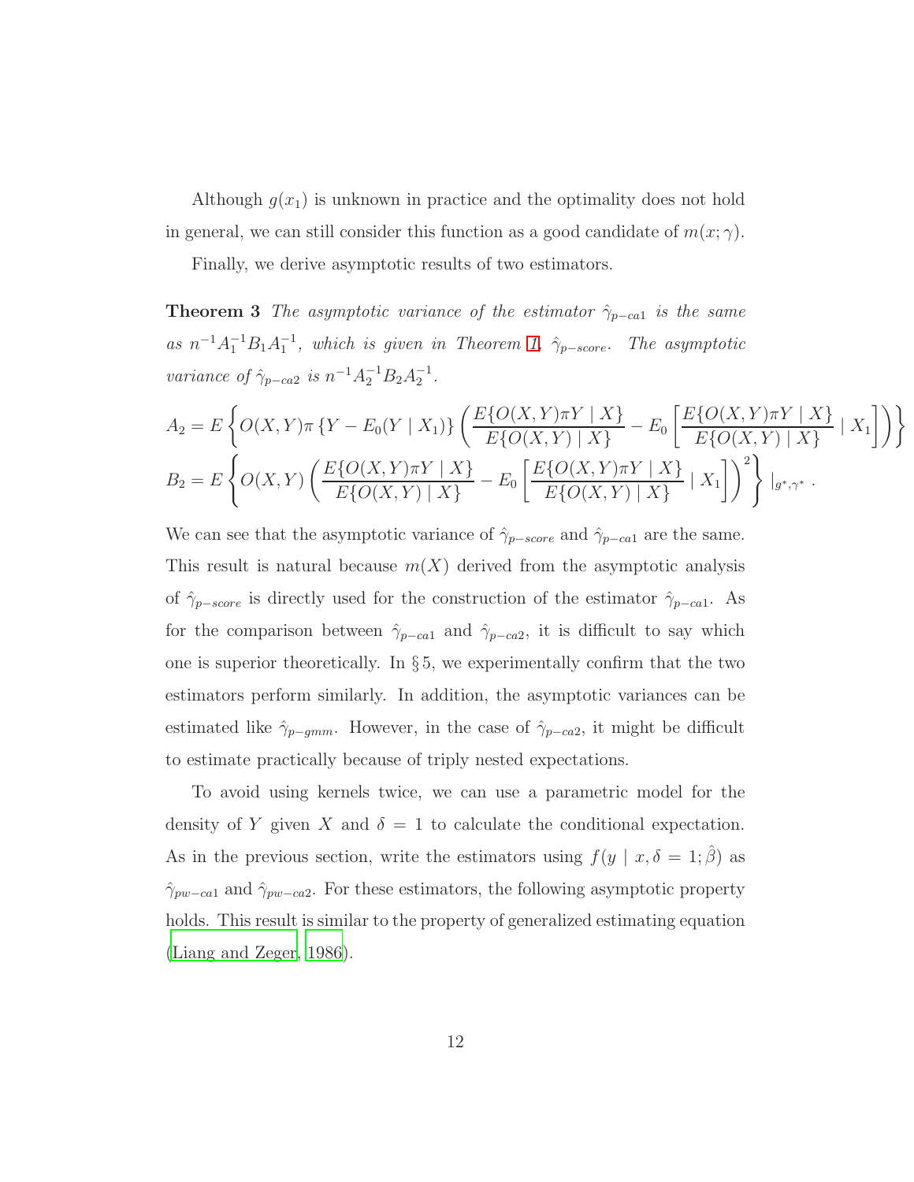Although $g(x_1)$ is unknown in practice and the optimality does not hold in general, we can still consider this function as a good candidate of $m(x;\gamma)$.

Finally, we derive asymptotic results of two estimators.

**Theorem 3** *The asymptotic variance of the estimator $\hat{\gamma}_{p-ca1}$ is the same as $n^{-1}A_1^{-1}B_1A_1^{-1}$, which is given in Theorem 1, $\hat{\gamma}_{p-score}$. The asymptotic variance of $\hat{\gamma}_{p-ca2}$ is $n^{-1}A_2^{-1}B_2A_2^{-1}$.*

$$A_2 = E\left\{O(X,Y)\pi\left\{Y - E_0(Y \mid X_1)\right\}\left(\frac{E\{O(X,Y)\pi Y \mid X\}}{E\{O(X,Y) \mid X\}} - E_0\left[\frac{E\{O(X,Y)\pi Y \mid X\}}{E\{O(X,Y) \mid X\}} \mid X_1\right]\right)\right\}$$

$$B_2 = E\left\{O(X,Y)\left(\frac{E\{O(X,Y)\pi Y \mid X\}}{E\{O(X,Y) \mid X\}} - E_0\left[\frac{E\{O(X,Y)\pi Y \mid X\}}{E\{O(X,Y) \mid X\}} \mid X_1\right]\right)^2\right\} |_{g^*,\gamma^*} .$$

We can see that the asymptotic variance of $\hat{\gamma}_{p-score}$ and $\hat{\gamma}_{p-ca1}$ are the same. This result is natural because $m(X)$ derived from the asymptotic analysis of $\hat{\gamma}_{p-score}$ is directly used for the construction of the estimator $\hat{\gamma}_{p-ca1}$. As for the comparison between $\hat{\gamma}_{p-ca1}$ and $\hat{\gamma}_{p-ca2}$, it is difficult to say which one is superior theoretically. In § 5, we experimentally confirm that the two estimators perform similarly. In addition, the asymptotic variances can be estimated like $\hat{\gamma}_{p-gmm}$. However, in the case of $\hat{\gamma}_{p-ca2}$, it might be difficult to estimate practically because of triply nested expectations.

To avoid using kernels twice, we can use a parametric model for the density of $Y$ given $X$ and $\delta = 1$ to calculate the conditional expectation. As in the previous section, write the estimators using $f(y \mid x, \delta = 1; \hat{\beta})$ as $\hat{\gamma}_{pw-ca1}$ and $\hat{\gamma}_{pw-ca2}$. For these estimators, the following asymptotic property holds. This result is similar to the property of generalized estimating equation (Liang and Zeger, 1986).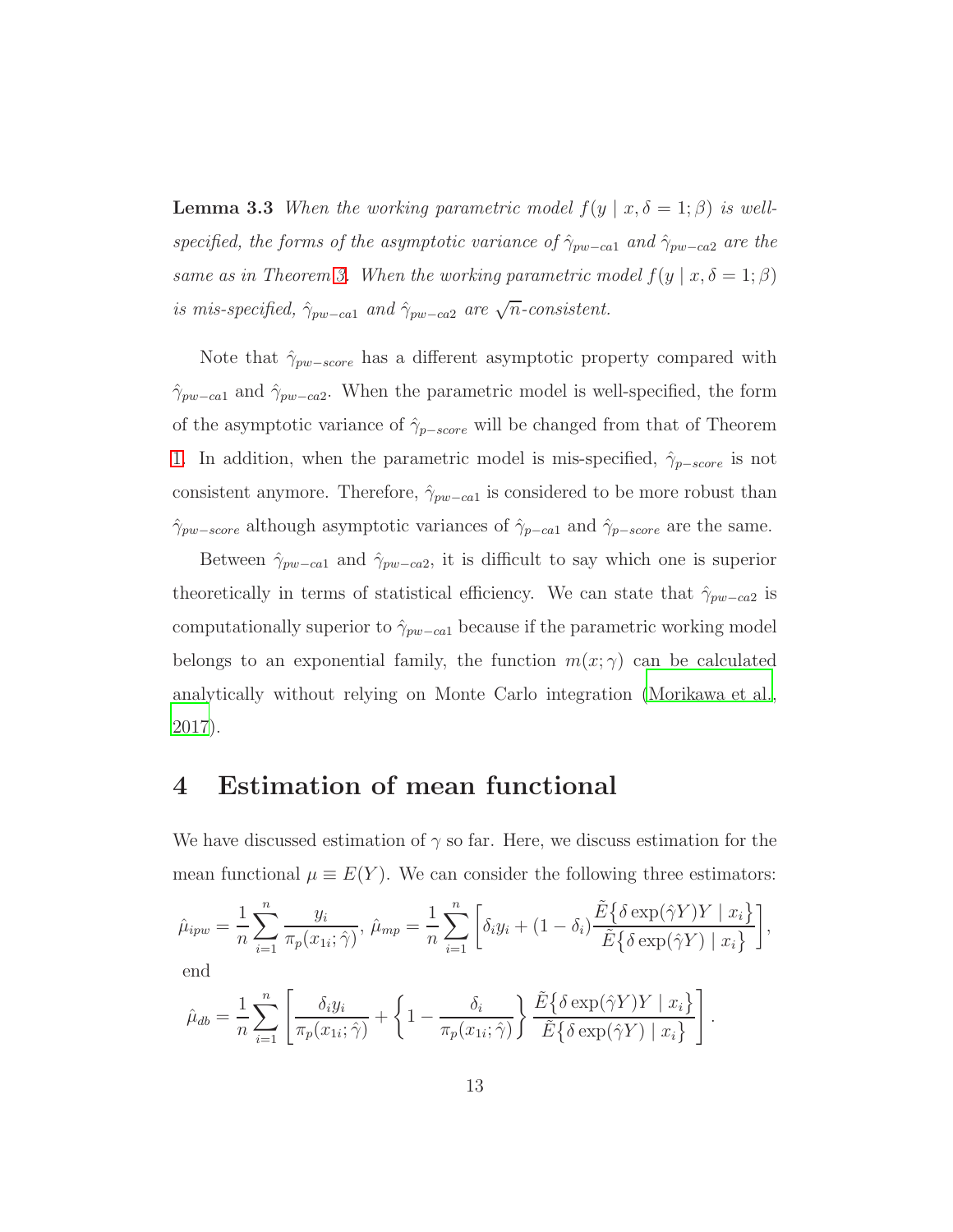**Lemma 3.3** *When the working parametric model $f(y \mid x, \delta = 1; \beta)$ is well-specified, the forms of the asymptotic variance of $\hat{\gamma}_{pw-ca1}$ and $\hat{\gamma}_{pw-ca2}$ are the same as in Theorem 3. When the working parametric model $f(y \mid x, \delta = 1; \beta)$ is mis-specified, $\hat{\gamma}_{pw-ca1}$ and $\hat{\gamma}_{pw-ca2}$ are $\sqrt{n}$-consistent.*

Note that $\hat{\gamma}_{pw-score}$ has a different asymptotic property compared with $\hat{\gamma}_{pw-ca1}$ and $\hat{\gamma}_{pw-ca2}$. When the parametric model is well-specified, the form of the asymptotic variance of $\hat{\gamma}_{p-score}$ will be changed from that of Theorem 1. In addition, when the parametric model is mis-specified, $\hat{\gamma}_{p-score}$ is not consistent anymore. Therefore, $\hat{\gamma}_{pw-ca1}$ is considered to be more robust than $\hat{\gamma}_{pw-score}$ although asymptotic variances of $\hat{\gamma}_{p-ca1}$ and $\hat{\gamma}_{p-score}$ are the same.

Between $\hat{\gamma}_{pw-ca1}$ and $\hat{\gamma}_{pw-ca2}$, it is difficult to say which one is superior theoretically in terms of statistical efficiency. We can state that $\hat{\gamma}_{pw-ca2}$ is computationally superior to $\hat{\gamma}_{pw-ca1}$ because if the parametric working model belongs to an exponential family, the function $m(x;\gamma)$ can be calculated analytically without relying on Monte Carlo integration (Morikawa et al., 2017).

# 4 Estimation of mean functional

We have discussed estimation of $\gamma$ so far. Here, we discuss estimation for the mean functional $\mu \equiv E(Y)$. We can consider the following three estimators:

$$\hat{\mu}_{ipw} = \frac{1}{n}\sum_{i=1}^{n} \frac{y_i}{\pi_p(x_{1i};\hat{\gamma})},\ \hat{\mu}_{mp} = \frac{1}{n}\sum_{i=1}^{n}\left[\delta_i y_i + (1-\delta_i)\frac{\tilde{E}\{\delta\exp(\hat{\gamma}Y)Y \mid x_i\}}{\tilde{E}\{\delta\exp(\hat{\gamma}Y) \mid x_i\}}\right],$$

end

$$\hat{\mu}_{db} = \frac{1}{n}\sum_{i=1}^{n}\left[\frac{\delta_i y_i}{\pi_p(x_{1i};\hat{\gamma})} + \left\{1 - \frac{\delta_i}{\pi_p(x_{1i};\hat{\gamma})}\right\}\frac{\tilde{E}\{\delta\exp(\hat{\gamma}Y)Y \mid x_i\}}{\tilde{E}\{\delta\exp(\hat{\gamma}Y) \mid x_i\}}\right].$$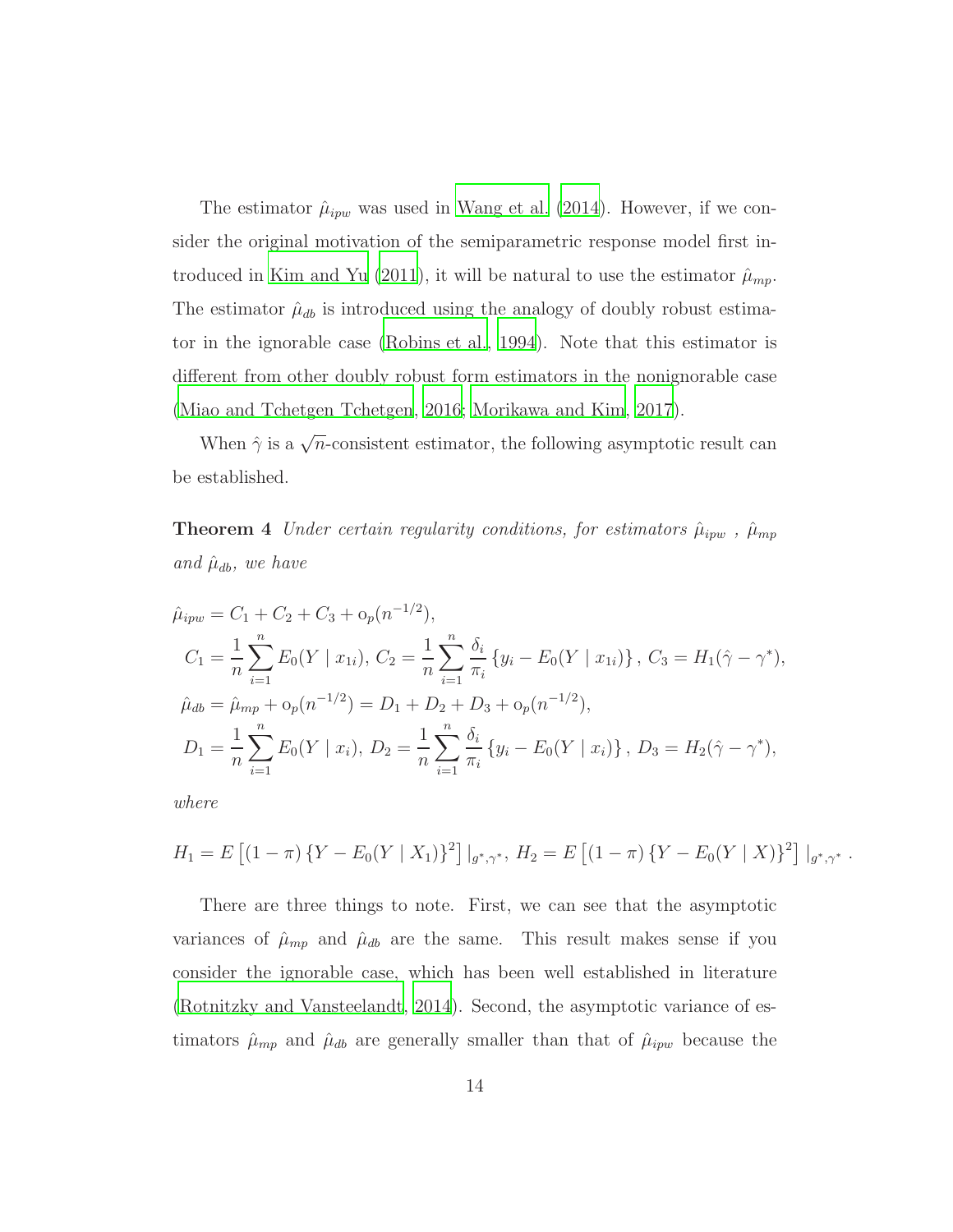The estimator $\hat{\mu}_{ipw}$ was used in Wang et al. (2014). However, if we consider the original motivation of the semiparametric response model first introduced in Kim and Yu (2011), it will be natural to use the estimator $\hat{\mu}_{mp}$. The estimator $\hat{\mu}_{db}$ is introduced using the analogy of doubly robust estimator in the ignorable case (Robins et al., 1994). Note that this estimator is different from other doubly robust form estimators in the nonignorable case (Miao and Tchetgen Tchetgen, 2016; Morikawa and Kim, 2017).

When $\hat{\gamma}$ is a $\sqrt{n}$-consistent estimator, the following asymptotic result can be established.

**Theorem 4** *Under certain regularity conditions, for estimators $\hat{\mu}_{ipw}$ , $\hat{\mu}_{mp}$ and $\hat{\mu}_{db}$, we have*

$$
\begin{aligned}
\hat{\mu}_{ipw} &= C_1 + C_2 + C_3 + o_p(n^{-1/2}), \\
C_1 &= \frac{1}{n}\sum_{i=1}^{n} E_0(Y \mid x_{1i}),\ C_2 = \frac{1}{n}\sum_{i=1}^{n} \frac{\delta_i}{\pi_i}\left\{y_i - E_0(Y \mid x_{1i})\right\},\ C_3 = H_1(\hat{\gamma} - \gamma^*), \\
\hat{\mu}_{db} &= \hat{\mu}_{mp} + o_p(n^{-1/2}) = D_1 + D_2 + D_3 + o_p(n^{-1/2}), \\
D_1 &= \frac{1}{n}\sum_{i=1}^{n} E_0(Y \mid x_i),\ D_2 = \frac{1}{n}\sum_{i=1}^{n} \frac{\delta_i}{\pi_i}\left\{y_i - E_0(Y \mid x_i)\right\},\ D_3 = H_2(\hat{\gamma} - \gamma^*),
\end{aligned}
$$

*where*

$$
H_1 = E\left[(1-\pi)\left\{Y - E_0(Y \mid X_1)\right\}^2\right]|_{g^*,\gamma^*},\ H_2 = E\left[(1-\pi)\left\{Y - E_0(Y \mid X)\right\}^2\right]|_{g^*,\gamma^*}.
$$

There are three things to note. First, we can see that the asymptotic variances of $\hat{\mu}_{mp}$ and $\hat{\mu}_{db}$ are the same. This result makes sense if you consider the ignorable case, which has been well established in literature (Rotnitzky and Vansteelandt, 2014). Second, the asymptotic variance of estimators $\hat{\mu}_{mp}$ and $\hat{\mu}_{db}$ are generally smaller than that of $\hat{\mu}_{ipw}$ because the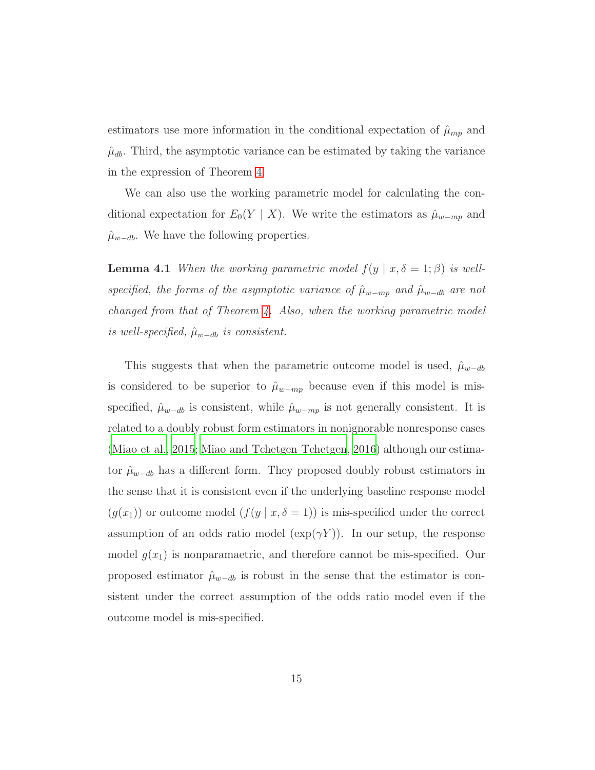estimators use more information in the conditional expectation of $\hat{\mu}_{mp}$ and $\hat{\mu}_{db}$. Third, the asymptotic variance can be estimated by taking the variance in the expression of Theorem 4.

We can also use the working parametric model for calculating the conditional expectation for $E_0(Y \mid X)$. We write the estimators as $\hat{\mu}_{w-mp}$ and $\hat{\mu}_{w-db}$. We have the following properties.

**Lemma 4.1** *When the working parametric model $f(y \mid x, \delta = 1; \beta)$ is well-specified, the forms of the asymptotic variance of $\hat{\mu}_{w-mp}$ and $\hat{\mu}_{w-db}$ are not changed from that of Theorem 4. Also, when the working parametric model is well-specified, $\hat{\mu}_{w-db}$ is consistent.*

This suggests that when the parametric outcome model is used, $\hat{\mu}_{w-db}$ is considered to be superior to $\hat{\mu}_{w-mp}$ because even if this model is mis-specified, $\hat{\mu}_{w-db}$ is consistent, while $\hat{\mu}_{w-mp}$ is not generally consistent. It is related to a doubly robust form estimators in nonignorable nonresponse cases (Miao et al., 2015; Miao and Tchetgen Tchetgen, 2016) although our estimator $\hat{\mu}_{w-db}$ has a different form. They proposed doubly robust estimators in the sense that it is consistent even if the underlying baseline response model ($g(x_1)$) or outcome model ($f(y \mid x, \delta = 1)$) is mis-specified under the correct assumption of an odds ratio model ($\exp(\gamma Y)$). In our setup, the response model $g(x_1)$ is nonparamaetric, and therefore cannot be mis-specified. Our proposed estimator $\hat{\mu}_{w-db}$ is robust in the sense that the estimator is consistent under the correct assumption of the odds ratio model even if the outcome model is mis-specified.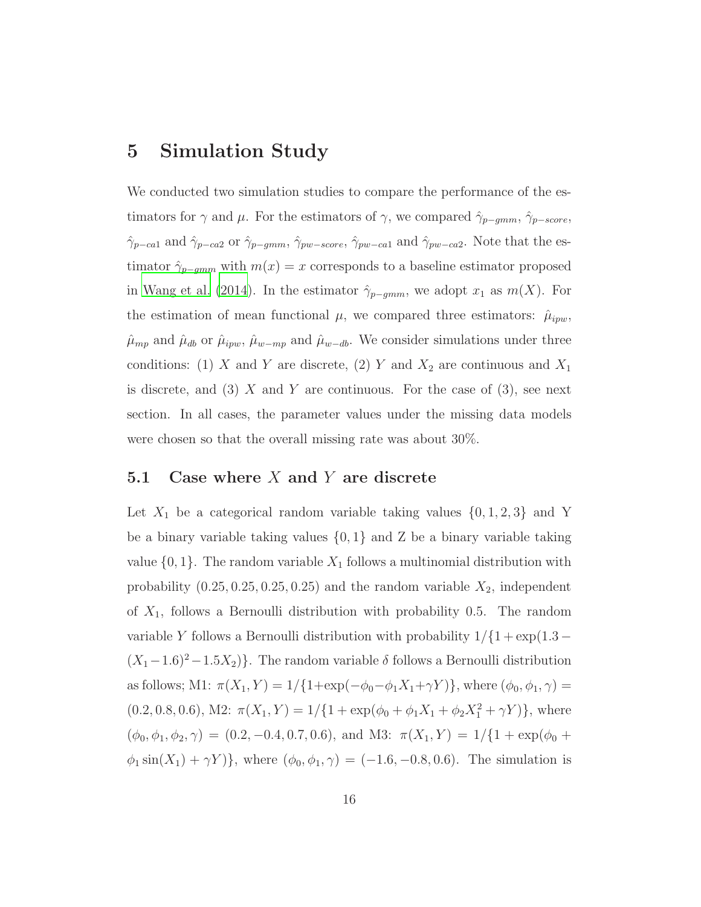# 5 Simulation Study

We conducted two simulation studies to compare the performance of the estimators for $\gamma$ and $\mu$. For the estimators of $\gamma$, we compared $\hat{\gamma}_{p-gmm}$, $\hat{\gamma}_{p-score}$, $\hat{\gamma}_{p-ca1}$ and $\hat{\gamma}_{p-ca2}$ or $\hat{\gamma}_{p-gmm}$, $\hat{\gamma}_{pw-score}$, $\hat{\gamma}_{pw-ca1}$ and $\hat{\gamma}_{pw-ca2}$. Note that the estimator $\hat{\gamma}_{p-gmm}$ with $m(x) = x$ corresponds to a baseline estimator proposed in Wang et al. (2014). In the estimator $\hat{\gamma}_{p-gmm}$, we adopt $x_1$ as $m(X)$. For the estimation of mean functional $\mu$, we compared three estimators: $\hat{\mu}_{ipw}$, $\hat{\mu}_{mp}$ and $\hat{\mu}_{db}$ or $\hat{\mu}_{ipw}$, $\hat{\mu}_{w-mp}$ and $\hat{\mu}_{w-db}$. We consider simulations under three conditions: (1) $X$ and $Y$ are discrete, (2) $Y$ and $X_2$ are continuous and $X_1$ is discrete, and (3) $X$ and $Y$ are continuous. For the case of (3), see next section. In all cases, the parameter values under the missing data models were chosen so that the overall missing rate was about 30%.

## 5.1 Case where $X$ and $Y$ are discrete

Let $X_1$ be a categorical random variable taking values $\{0, 1, 2, 3\}$ and Y be a binary variable taking values $\{0, 1\}$ and Z be a binary variable taking value $\{0, 1\}$. The random variable $X_1$ follows a multinomial distribution with probability $(0.25, 0.25, 0.25, 0.25)$ and the random variable $X_2$, independent of $X_1$, follows a Bernoulli distribution with probability 0.5. The random variable $Y$ follows a Bernoulli distribution with probability $1/\{1+\exp(1.3-(X_1-1.6)^2-1.5X_2)\}$. The random variable $\delta$ follows a Bernoulli distribution as follows; M1: $\pi(X_1, Y) = 1/\{1+\exp(-\phi_0-\phi_1 X_1+\gamma Y)\}$, where $(\phi_0, \phi_1, \gamma) = (0.2, 0.8, 0.6)$, M2: $\pi(X_1, Y) = 1/\{1 + \exp(\phi_0 + \phi_1 X_1 + \phi_2 X_1^2 + \gamma Y)\}$, where $(\phi_0, \phi_1, \phi_2, \gamma) = (0.2, -0.4, 0.7, 0.6)$, and M3: $\pi(X_1, Y) = 1/\{1 + \exp(\phi_0 + \phi_1 \sin(X_1) + \gamma Y)\}$, where $(\phi_0, \phi_1, \gamma) = (-1.6, -0.8, 0.6)$. The simulation is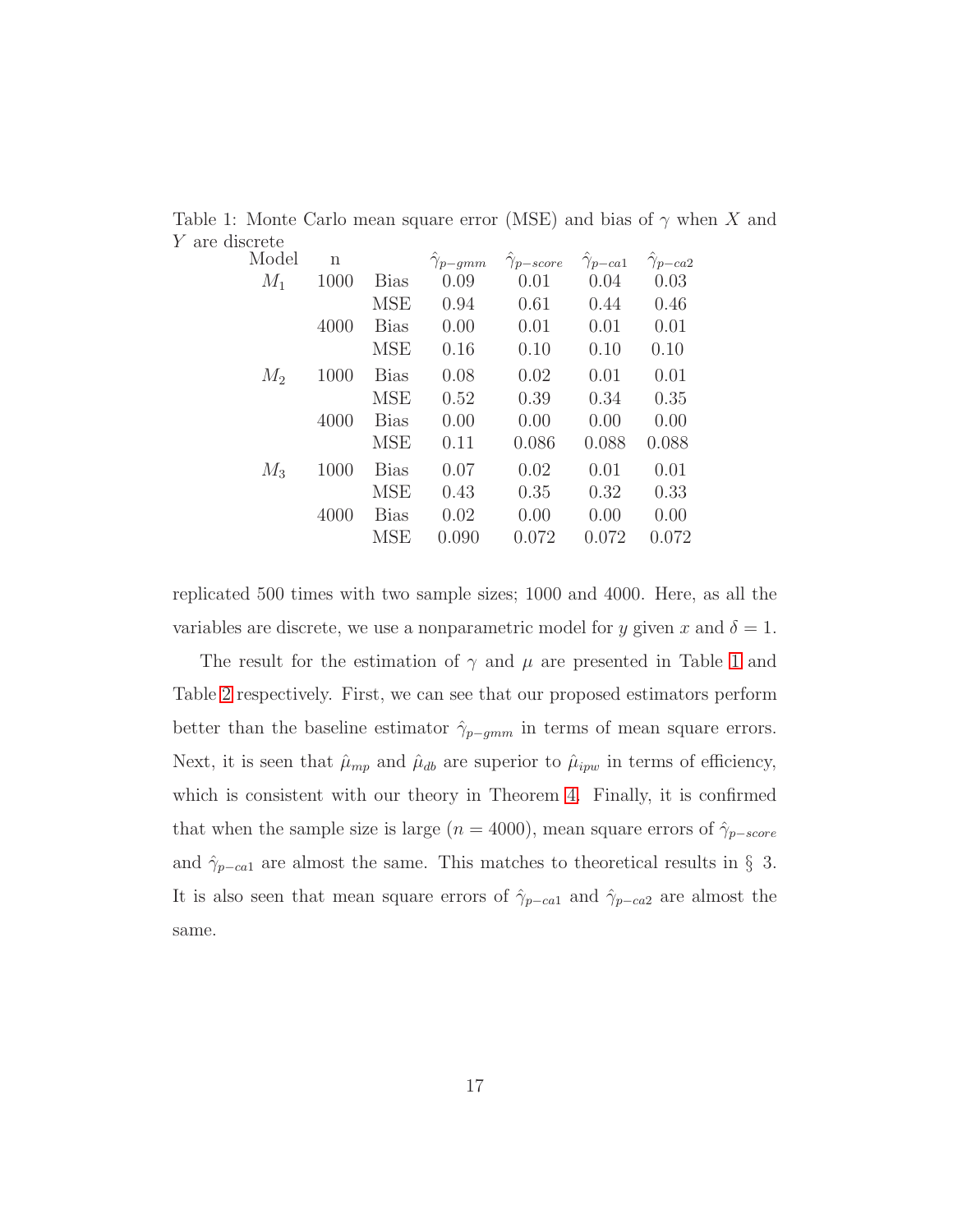Table 1: Monte Carlo mean square error (MSE) and bias of $\gamma$ when $X$ and $Y$ are discrete

| Model | n | | $\hat{\gamma}_{p-gmm}$ | $\hat{\gamma}_{p-score}$ | $\hat{\gamma}_{p-ca1}$ | $\hat{\gamma}_{p-ca2}$ |
|---|---|---|---|---|---|---|
| $M_1$ | 1000 | Bias | 0.09 | 0.01 | 0.04 | 0.03 |
| | | MSE | 0.94 | 0.61 | 0.44 | 0.46 |
| | 4000 | Bias | 0.00 | 0.01 | 0.01 | 0.01 |
| | | MSE | 0.16 | 0.10 | 0.10 | 0.10 |
| $M_2$ | 1000 | Bias | 0.08 | 0.02 | 0.01 | 0.01 |
| | | MSE | 0.52 | 0.39 | 0.34 | 0.35 |
| | 4000 | Bias | 0.00 | 0.00 | 0.00 | 0.00 |
| | | MSE | 0.11 | 0.086 | 0.088 | 0.088 |
| $M_3$ | 1000 | Bias | 0.07 | 0.02 | 0.01 | 0.01 |
| | | MSE | 0.43 | 0.35 | 0.32 | 0.33 |
| | 4000 | Bias | 0.02 | 0.00 | 0.00 | 0.00 |
| | | MSE | 0.090 | 0.072 | 0.072 | 0.072 |

replicated 500 times with two sample sizes; 1000 and 4000. Here, as all the variables are discrete, we use a nonparametric model for $y$ given $x$ and $\delta = 1$.

The result for the estimation of $\gamma$ and $\mu$ are presented in Table 1 and Table 2 respectively. First, we can see that our proposed estimators perform better than the baseline estimator $\hat{\gamma}_{p-gmm}$ in terms of mean square errors. Next, it is seen that $\hat{\mu}_{mp}$ and $\hat{\mu}_{db}$ are superior to $\hat{\mu}_{ipw}$ in terms of efficiency, which is consistent with our theory in Theorem 4. Finally, it is confirmed that when the sample size is large ($n = 4000$), mean square errors of $\hat{\gamma}_{p-score}$ and $\hat{\gamma}_{p-ca1}$ are almost the same. This matches to theoretical results in § 3. It is also seen that mean square errors of $\hat{\gamma}_{p-ca1}$ and $\hat{\gamma}_{p-ca2}$ are almost the same.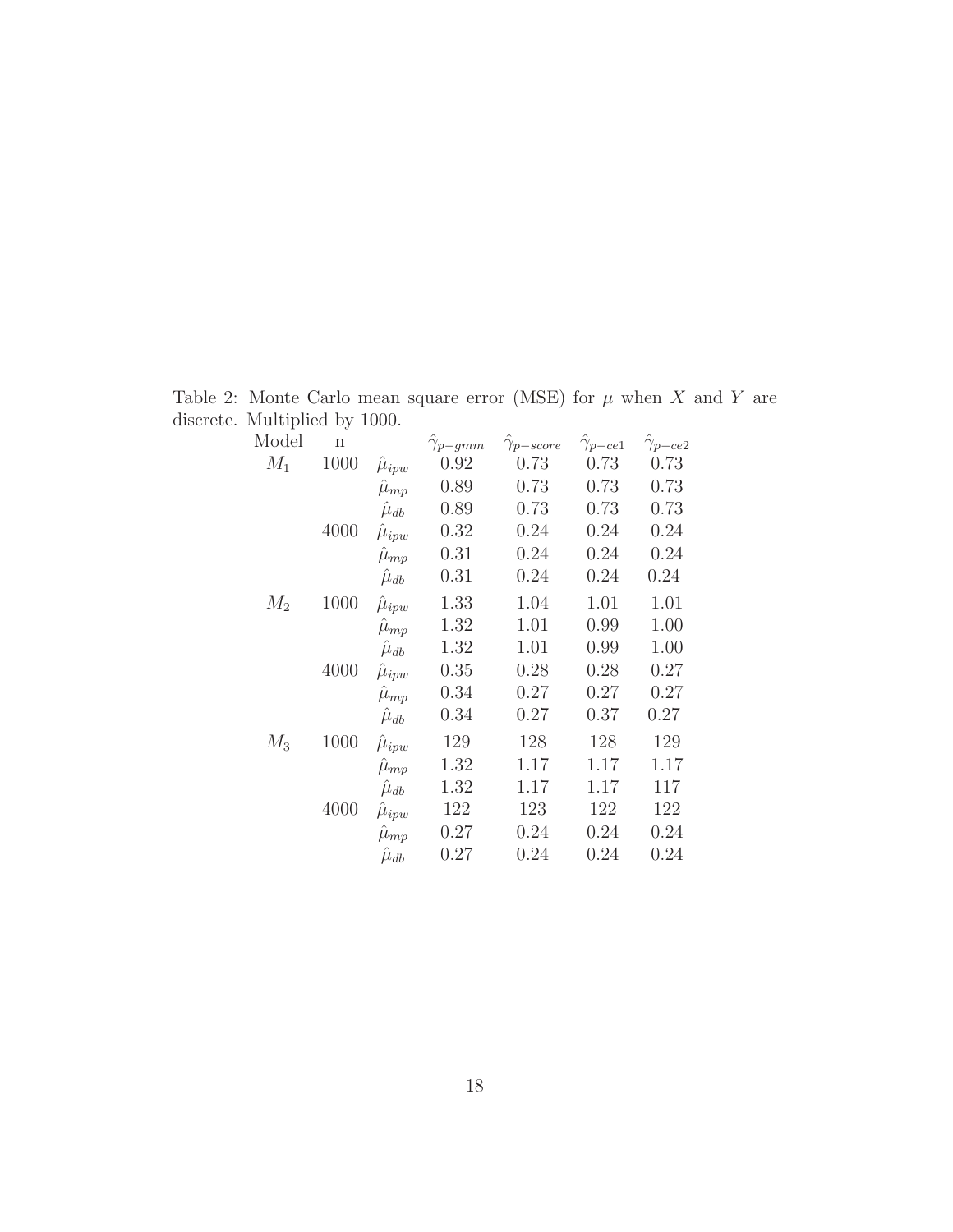Table 2: Monte Carlo mean square error (MSE) for $\mu$ when $X$ and $Y$ are discrete. Multiplied by 1000.

| Model | n | | $\hat{\gamma}_{p-gmm}$ | $\hat{\gamma}_{p-score}$ | $\hat{\gamma}_{p-ce1}$ | $\hat{\gamma}_{p-ce2}$ |
|---|---|---|---|---|---|---|
| $M_1$ | 1000 | $\hat{\mu}_{ipw}$ | 0.92 | 0.73 | 0.73 | 0.73 |
| | | $\hat{\mu}_{mp}$ | 0.89 | 0.73 | 0.73 | 0.73 |
| | | $\hat{\mu}_{db}$ | 0.89 | 0.73 | 0.73 | 0.73 |
| | 4000 | $\hat{\mu}_{ipw}$ | 0.32 | 0.24 | 0.24 | 0.24 |
| | | $\hat{\mu}_{mp}$ | 0.31 | 0.24 | 0.24 | 0.24 |
| | | $\hat{\mu}_{db}$ | 0.31 | 0.24 | 0.24 | 0.24 |
| $M_2$ | 1000 | $\hat{\mu}_{ipw}$ | 1.33 | 1.04 | 1.01 | 1.01 |
| | | $\hat{\mu}_{mp}$ | 1.32 | 1.01 | 0.99 | 1.00 |
| | | $\hat{\mu}_{db}$ | 1.32 | 1.01 | 0.99 | 1.00 |
| | 4000 | $\hat{\mu}_{ipw}$ | 0.35 | 0.28 | 0.28 | 0.27 |
| | | $\hat{\mu}_{mp}$ | 0.34 | 0.27 | 0.27 | 0.27 |
| | | $\hat{\mu}_{db}$ | 0.34 | 0.27 | 0.37 | 0.27 |
| $M_3$ | 1000 | $\hat{\mu}_{ipw}$ | 129 | 128 | 128 | 129 |
| | | $\hat{\mu}_{mp}$ | 1.32 | 1.17 | 1.17 | 1.17 |
| | | $\hat{\mu}_{db}$ | 1.32 | 1.17 | 1.17 | 117 |
| | 4000 | $\hat{\mu}_{ipw}$ | 122 | 123 | 122 | 122 |
| | | $\hat{\mu}_{mp}$ | 0.27 | 0.24 | 0.24 | 0.24 |
| | | $\hat{\mu}_{db}$ | 0.27 | 0.24 | 0.24 | 0.24 |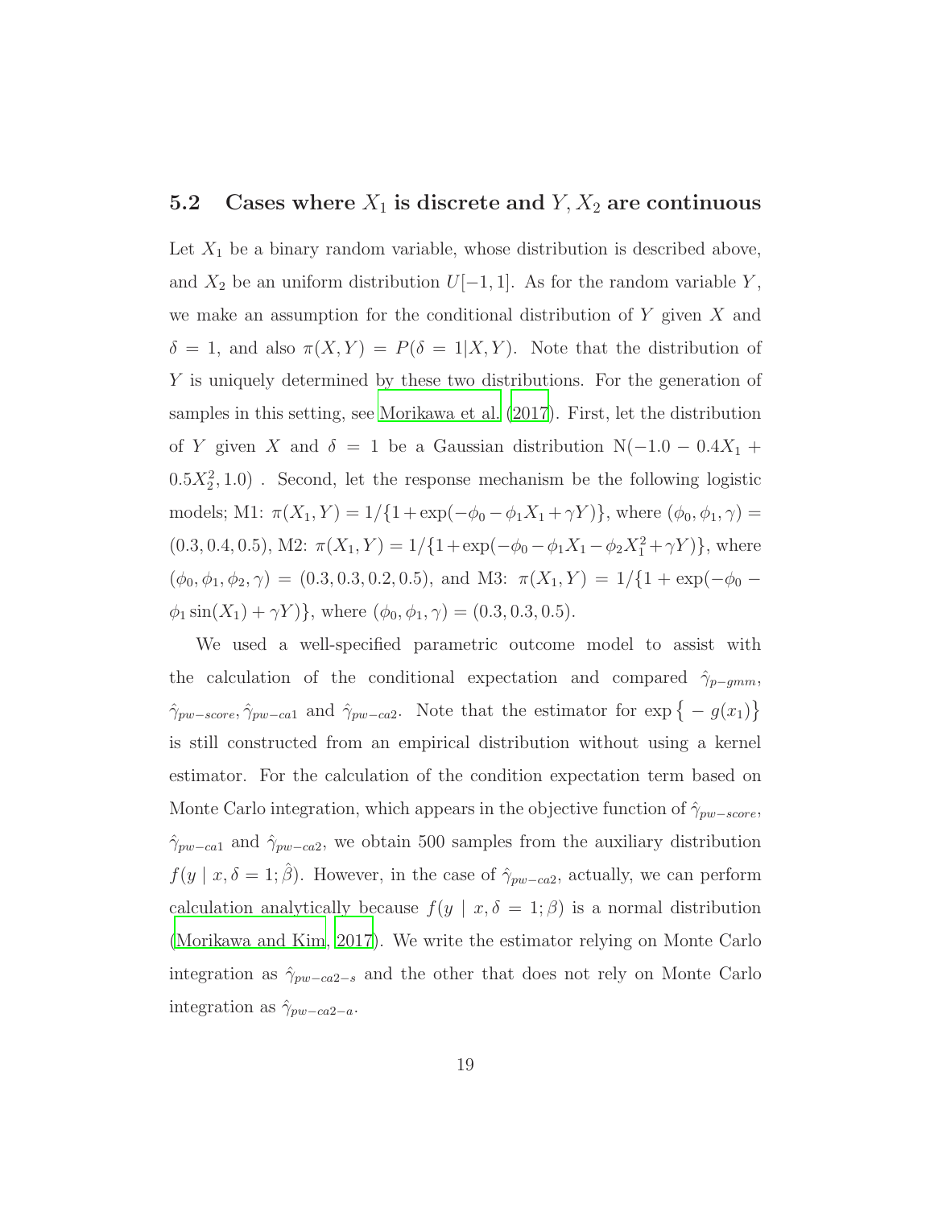## 5.2 Cases where $X_1$ is discrete and $Y, X_2$ are continuous

Let $X_1$ be a binary random variable, whose distribution is described above, and $X_2$ be an uniform distribution $U[-1, 1]$. As for the random variable $Y$, we make an assumption for the conditional distribution of $Y$ given $X$ and $\delta = 1$, and also $\pi(X, Y) = P(\delta = 1|X, Y)$. Note that the distribution of $Y$ is uniquely determined by these two distributions. For the generation of samples in this setting, see Morikawa et al. (2017). First, let the distribution of $Y$ given $X$ and $\delta = 1$ be a Gaussian distribution $\mathrm{N}(-1.0 - 0.4X_1 + 0.5X_2^2, 1.0)$ . Second, let the response mechanism be the following logistic models; M1: $\pi(X_1, Y) = 1/\{1+\exp(-\phi_0 - \phi_1 X_1 + \gamma Y)\}$, where $(\phi_0, \phi_1, \gamma) = (0.3, 0.4, 0.5)$, M2: $\pi(X_1, Y) = 1/\{1+\exp(-\phi_0 - \phi_1 X_1 - \phi_2 X_1^2 + \gamma Y)\}$, where $(\phi_0, \phi_1, \phi_2, \gamma) = (0.3, 0.3, 0.2, 0.5)$, and M3: $\pi(X_1, Y) = 1/\{1 + \exp(-\phi_0 - \phi_1 \sin(X_1) + \gamma Y)\}$, where $(\phi_0, \phi_1, \gamma) = (0.3, 0.3, 0.5)$.

We used a well-specified parametric outcome model to assist with the calculation of the conditional expectation and compared $\hat{\gamma}_{p-gmm}$, $\hat{\gamma}_{pw-score}, \hat{\gamma}_{pw-ca1}$ and $\hat{\gamma}_{pw-ca2}$. Note that the estimator for $\exp\{-g(x_1)\}$ is still constructed from an empirical distribution without using a kernel estimator. For the calculation of the condition expectation term based on Monte Carlo integration, which appears in the objective function of $\hat{\gamma}_{pw-score}$, $\hat{\gamma}_{pw-ca1}$ and $\hat{\gamma}_{pw-ca2}$, we obtain 500 samples from the auxiliary distribution $f(y \mid x, \delta = 1; \hat{\beta})$. However, in the case of $\hat{\gamma}_{pw-ca2}$, actually, we can perform calculation analytically because $f(y \mid x, \delta = 1; \beta)$ is a normal distribution (Morikawa and Kim, 2017). We write the estimator relying on Monte Carlo integration as $\hat{\gamma}_{pw-ca2-s}$ and the other that does not rely on Monte Carlo integration as $\hat{\gamma}_{pw-ca2-a}$.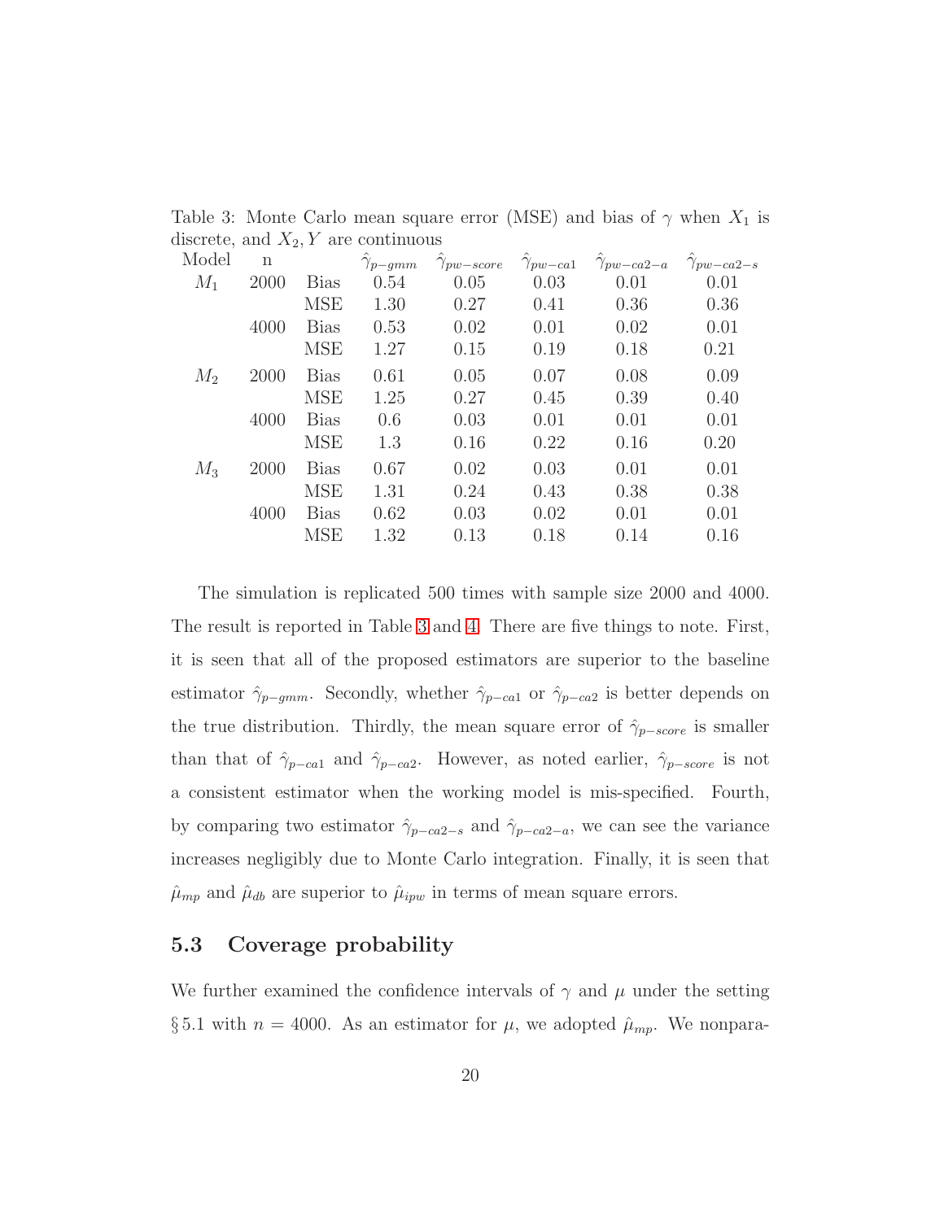Table 3: Monte Carlo mean square error (MSE) and bias of $\gamma$ when $X_1$ is discrete, and $X_2, Y$ are continuous

| Model | n | | $\hat{\gamma}_{p-gmm}$ | $\hat{\gamma}_{pw-score}$ | $\hat{\gamma}_{pw-ca1}$ | $\hat{\gamma}_{pw-ca2-a}$ | $\hat{\gamma}_{pw-ca2-s}$ |
|---|---|---|---|---|---|---|---|
| $M_1$ | 2000 | Bias | 0.54 | 0.05 | 0.03 | 0.01 | 0.01 |
| | | MSE | 1.30 | 0.27 | 0.41 | 0.36 | 0.36 |
| | 4000 | Bias | 0.53 | 0.02 | 0.01 | 0.02 | 0.01 |
| | | MSE | 1.27 | 0.15 | 0.19 | 0.18 | 0.21 |
| $M_2$ | 2000 | Bias | 0.61 | 0.05 | 0.07 | 0.08 | 0.09 |
| | | MSE | 1.25 | 0.27 | 0.45 | 0.39 | 0.40 |
| | 4000 | Bias | 0.6 | 0.03 | 0.01 | 0.01 | 0.01 |
| | | MSE | 1.3 | 0.16 | 0.22 | 0.16 | 0.20 |
| $M_3$ | 2000 | Bias | 0.67 | 0.02 | 0.03 | 0.01 | 0.01 |
| | | MSE | 1.31 | 0.24 | 0.43 | 0.38 | 0.38 |
| | 4000 | Bias | 0.62 | 0.03 | 0.02 | 0.01 | 0.01 |
| | | MSE | 1.32 | 0.13 | 0.18 | 0.14 | 0.16 |

The simulation is replicated 500 times with sample size 2000 and 4000. The result is reported in Table 3 and 4. There are five things to note. First, it is seen that all of the proposed estimators are superior to the baseline estimator $\hat{\gamma}_{p-gmm}$. Secondly, whether $\hat{\gamma}_{p-ca1}$ or $\hat{\gamma}_{p-ca2}$ is better depends on the true distribution. Thirdly, the mean square error of $\hat{\gamma}_{p-score}$ is smaller than that of $\hat{\gamma}_{p-ca1}$ and $\hat{\gamma}_{p-ca2}$. However, as noted earlier, $\hat{\gamma}_{p-score}$ is not a consistent estimator when the working model is mis-specified. Fourth, by comparing two estimator $\hat{\gamma}_{p-ca2-s}$ and $\hat{\gamma}_{p-ca2-a}$, we can see the variance increases negligibly due to Monte Carlo integration. Finally, it is seen that $\hat{\mu}_{mp}$ and $\hat{\mu}_{db}$ are superior to $\hat{\mu}_{ipw}$ in terms of mean square errors.

## 5.3 Coverage probability

We further examined the confidence intervals of $\gamma$ and $\mu$ under the setting § 5.1 with $n = 4000$. As an estimator for $\mu$, we adopted $\hat{\mu}_{mp}$. We nonpara-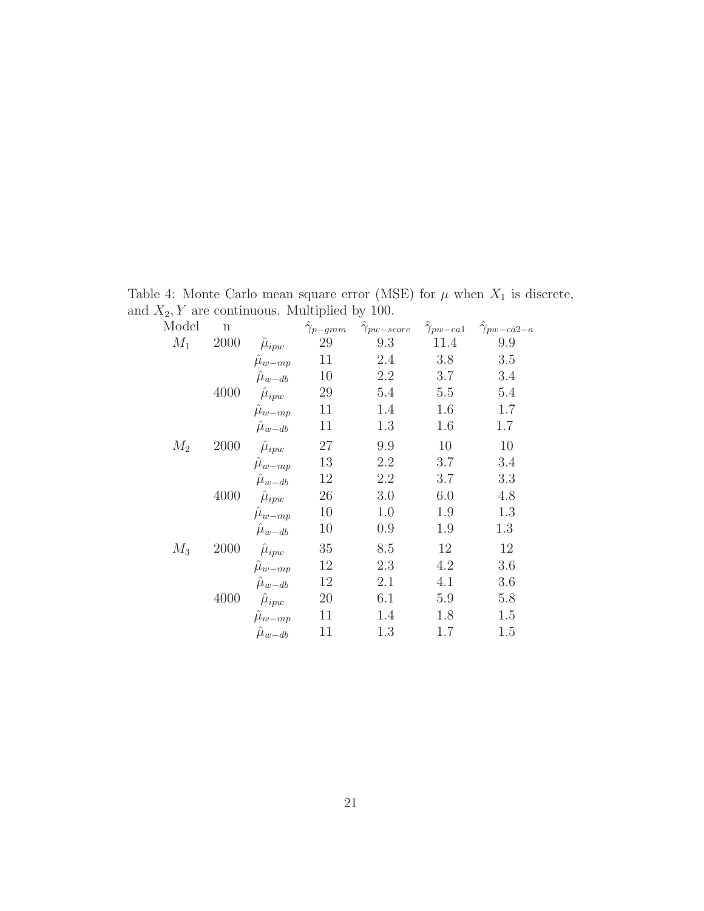Table 4: Monte Carlo mean square error (MSE) for $\mu$ when $X_1$ is discrete, and $X_2, Y$ are continuous. Multiplied by 100.

| Model | n | | $\hat{\gamma}_{p-gmm}$ | $\hat{\gamma}_{pw-score}$ | $\hat{\gamma}_{pw-ca1}$ | $\hat{\gamma}_{pw-ca2-a}$ |
|---|---|---|---|---|---|---|
| $M_1$ | 2000 | $\hat{\mu}_{ipw}$ | 29 | 9.3 | 11.4 | 9.9 |
| | | $\hat{\mu}_{w-mp}$ | 11 | 2.4 | 3.8 | 3.5 |
| | | $\hat{\mu}_{w-db}$ | 10 | 2.2 | 3.7 | 3.4 |
| | 4000 | $\hat{\mu}_{ipw}$ | 29 | 5.4 | 5.5 | 5.4 |
| | | $\hat{\mu}_{w-mp}$ | 11 | 1.4 | 1.6 | 1.7 |
| | | $\hat{\mu}_{w-db}$ | 11 | 1.3 | 1.6 | 1.7 |
| $M_2$ | 2000 | $\hat{\mu}_{ipw}$ | 27 | 9.9 | 10 | 10 |
| | | $\hat{\mu}_{w-mp}$ | 13 | 2.2 | 3.7 | 3.4 |
| | | $\hat{\mu}_{w-db}$ | 12 | 2.2 | 3.7 | 3.3 |
| | 4000 | $\hat{\mu}_{ipw}$ | 26 | 3.0 | 6.0 | 4.8 |
| | | $\hat{\mu}_{w-mp}$ | 10 | 1.0 | 1.9 | 1.3 |
| | | $\hat{\mu}_{w-db}$ | 10 | 0.9 | 1.9 | 1.3 |
| $M_3$ | 2000 | $\hat{\mu}_{ipw}$ | 35 | 8.5 | 12 | 12 |
| | | $\hat{\mu}_{w-mp}$ | 12 | 2.3 | 4.2 | 3.6 |
| | | $\hat{\mu}_{w-db}$ | 12 | 2.1 | 4.1 | 3.6 |
| | 4000 | $\hat{\mu}_{ipw}$ | 20 | 6.1 | 5.9 | 5.8 |
| | | $\hat{\mu}_{w-mp}$ | 11 | 1.4 | 1.8 | 1.5 |
| | | $\hat{\mu}_{w-db}$ | 11 | 1.3 | 1.7 | 1.5 |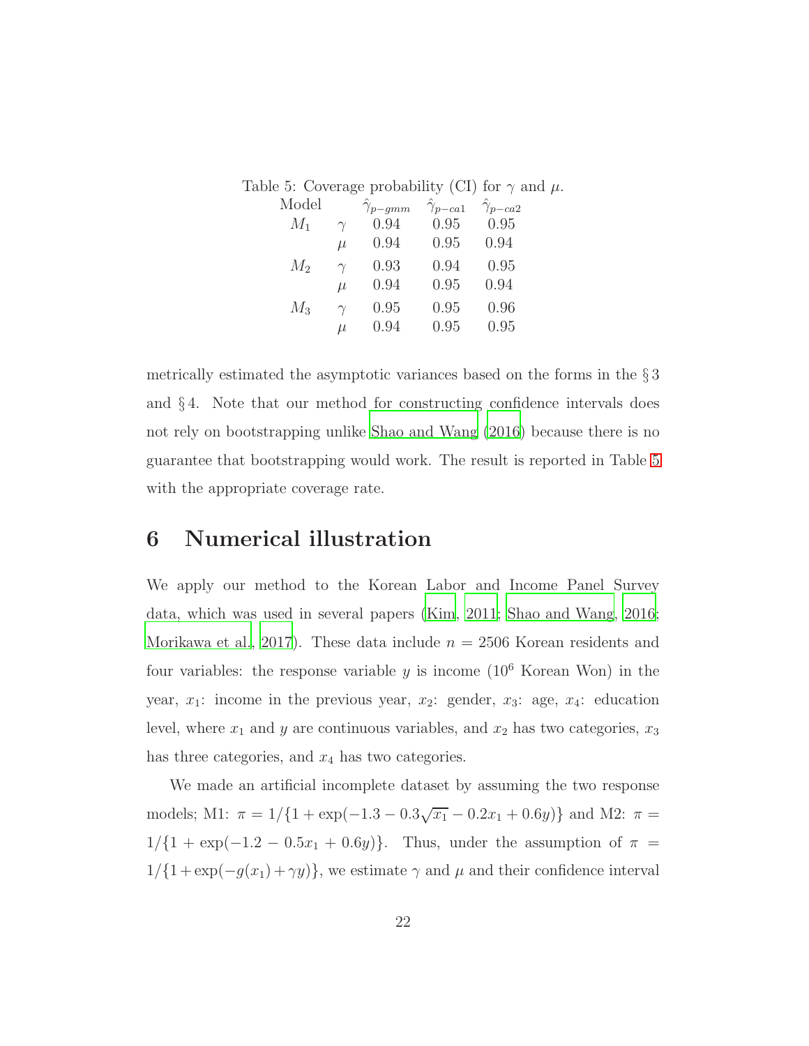Table 5: Coverage probability (CI) for $\gamma$ and $\mu$.

| Model | | $\hat{\gamma}_{p-gmm}$ | $\hat{\gamma}_{p-ca1}$ | $\hat{\gamma}_{p-ca2}$ |
|---|---|---|---|---|
| $M_1$ | $\gamma$ | 0.94 | 0.95 | 0.95 |
| | $\mu$ | 0.94 | 0.95 | 0.94 |
| $M_2$ | $\gamma$ | 0.93 | 0.94 | 0.95 |
| | $\mu$ | 0.94 | 0.95 | 0.94 |
| $M_3$ | $\gamma$ | 0.95 | 0.95 | 0.96 |
| | $\mu$ | 0.94 | 0.95 | 0.95 |

metrically estimated the asymptotic variances based on the forms in the § 3 and § 4. Note that our method for constructing confidence intervals does not rely on bootstrapping unlike Shao and Wang (2016) because there is no guarantee that bootstrapping would work. The result is reported in Table 5 with the appropriate coverage rate.

# 6 Numerical illustration

We apply our method to the Korean Labor and Income Panel Survey data, which was used in several papers (Kim, 2011; Shao and Wang, 2016; Morikawa et al., 2017). These data include $n = 2506$ Korean residents and four variables: the response variable $y$ is income ($10^6$ Korean Won) in the year, $x_1$: income in the previous year, $x_2$: gender, $x_3$: age, $x_4$: education level, where $x_1$ and $y$ are continuous variables, and $x_2$ has two categories, $x_3$ has three categories, and $x_4$ has two categories.

We made an artificial incomplete dataset by assuming the two response models; M1: $\pi = 1/\{1 + \exp(-1.3 - 0.3\sqrt{x_1} - 0.2x_1 + 0.6y)\}$ and M2: $\pi = 1/\{1 + \exp(-1.2 - 0.5x_1 + 0.6y)\}$. Thus, under the assumption of $\pi = 1/\{1 + \exp(-g(x_1) + \gamma y)\}$, we estimate $\gamma$ and $\mu$ and their confidence interval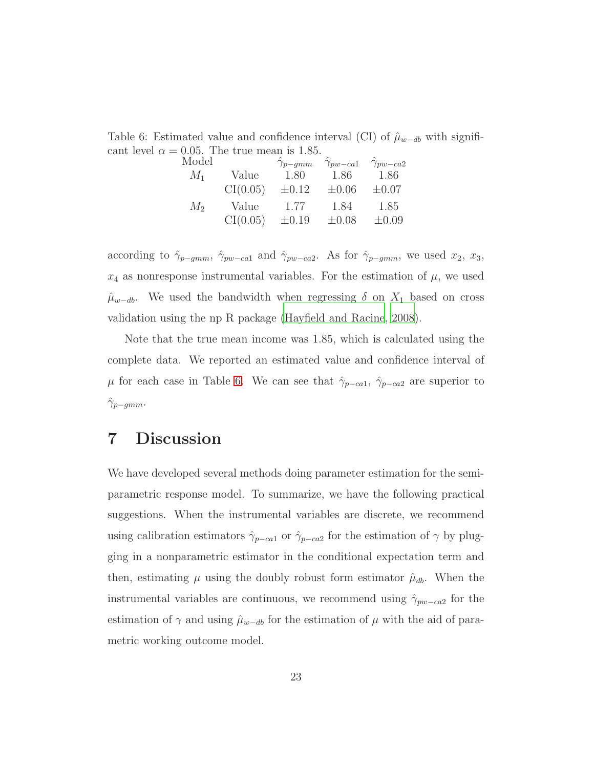Table 6: Estimated value and confidence interval (CI) of $\hat{\mu}_{w-db}$ with significant level $\alpha = 0.05$. The true mean is 1.85.

| Model | | $\hat{\gamma}_{p-gmm}$ | $\hat{\gamma}_{pw-ca1}$ | $\hat{\gamma}_{pw-ca2}$ |
|---|---|---|---|---|
| $M_1$ | Value | 1.80 | 1.86 | 1.86 |
| | CI(0.05) | $\pm 0.12$ | $\pm 0.06$ | $\pm 0.07$ |
| $M_2$ | Value | 1.77 | 1.84 | 1.85 |
| | CI(0.05) | $\pm 0.19$ | $\pm 0.08$ | $\pm 0.09$ |

according to $\hat{\gamma}_{p-gmm}$, $\hat{\gamma}_{pw-ca1}$ and $\hat{\gamma}_{pw-ca2}$. As for $\hat{\gamma}_{p-gmm}$, we used $x_2$, $x_3$, $x_4$ as nonresponse instrumental variables. For the estimation of $\mu$, we used $\hat{\mu}_{w-db}$. We used the bandwidth when regressing $\delta$ on $X_1$ based on cross validation using the np R package (Hayfield and Racine, 2008).

Note that the true mean income was 1.85, which is calculated using the complete data. We reported an estimated value and confidence interval of $\mu$ for each case in Table 6. We can see that $\hat{\gamma}_{p-ca1}$, $\hat{\gamma}_{p-ca2}$ are superior to $\hat{\gamma}_{p-gmm}$.

# 7 Discussion

We have developed several methods doing parameter estimation for the semi-parametric response model. To summarize, we have the following practical suggestions. When the instrumental variables are discrete, we recommend using calibration estimators $\hat{\gamma}_{p-ca1}$ or $\hat{\gamma}_{p-ca2}$ for the estimation of $\gamma$ by plugging in a nonparametric estimator in the conditional expectation term and then, estimating $\mu$ using the doubly robust form estimator $\hat{\mu}_{db}$. When the instrumental variables are continuous, we recommend using $\hat{\gamma}_{pw-ca2}$ for the estimation of $\gamma$ and using $\hat{\mu}_{w-db}$ for the estimation of $\mu$ with the aid of parametric working outcome model.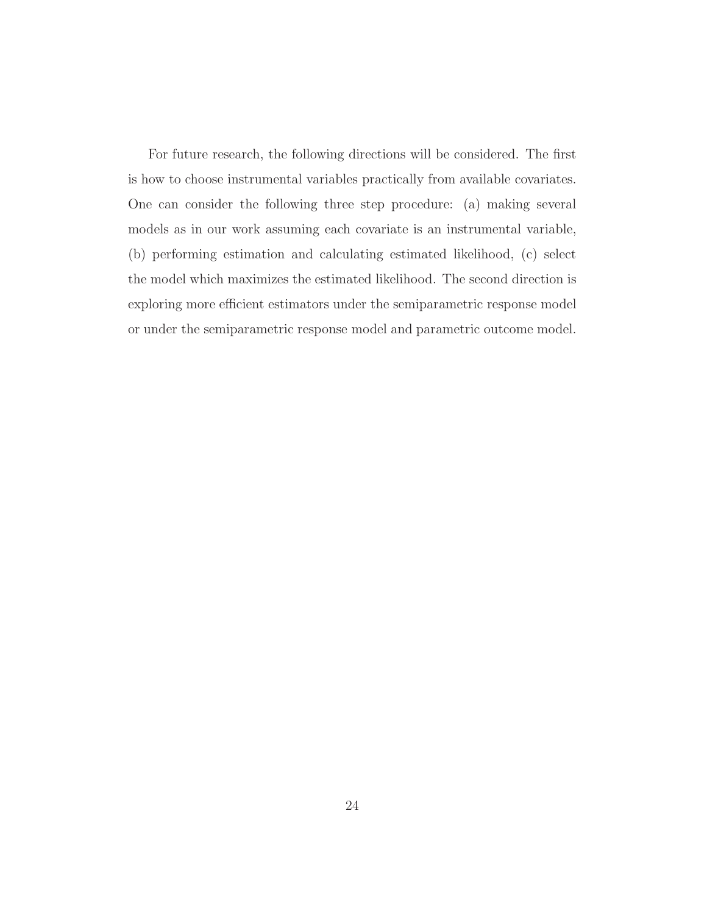For future research, the following directions will be considered. The first is how to choose instrumental variables practically from available covariates. One can consider the following three step procedure: (a) making several models as in our work assuming each covariate is an instrumental variable, (b) performing estimation and calculating estimated likelihood, (c) select the model which maximizes the estimated likelihood. The second direction is exploring more efficient estimators under the semiparametric response model or under the semiparametric response model and parametric outcome model.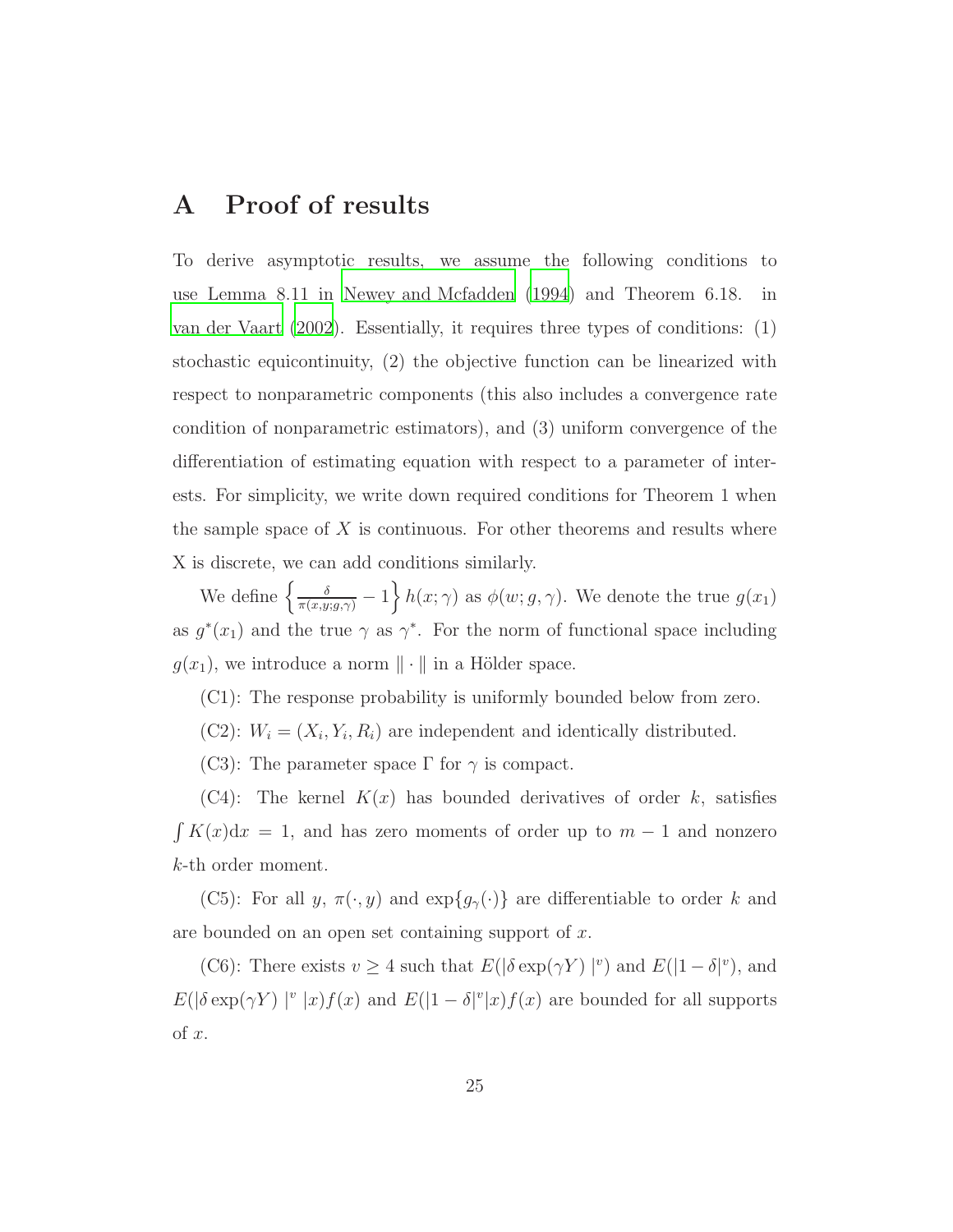# A Proof of results

To derive asymptotic results, we assume the following conditions to use Lemma 8.11 in Newey and Mcfadden (1994) and Theorem 6.18. in van der Vaart (2002). Essentially, it requires three types of conditions: (1) stochastic equicontinuity, (2) the objective function can be linearized with respect to nonparametric components (this also includes a convergence rate condition of nonparametric estimators), and (3) uniform convergence of the differentiation of estimating equation with respect to a parameter of interests. For simplicity, we write down required conditions for Theorem 1 when the sample space of $X$ is continuous. For other theorems and results where X is discrete, we can add conditions similarly.

We define $\left\{\frac{\delta}{\pi(x,y;g,\gamma)} - 1\right\} h(x;\gamma)$ as $\phi(w;g,\gamma)$. We denote the true $g(x_1)$ as $g^*(x_1)$ and the true $\gamma$ as $\gamma^*$. For the norm of functional space including $g(x_1)$, we introduce a norm $\|\cdot\|$ in a Hölder space.

(C1): The response probability is uniformly bounded below from zero.

(C2): $W_i = (X_i, Y_i, R_i)$ are independent and identically distributed.

(C3): The parameter space $\Gamma$ for $\gamma$ is compact.

(C4): The kernel $K(x)$ has bounded derivatives of order $k$, satisfies $\int K(x)\mathrm{d}x = 1$, and has zero moments of order up to $m-1$ and nonzero $k$-th order moment.

(C5): For all $y$, $\pi(\cdot, y)$ and $\exp\{g_\gamma(\cdot)\}$ are differentiable to order $k$ and are bounded on an open set containing support of $x$.

(C6): There exists $v \geq 4$ such that $E(|\delta \exp(\gamma Y)\ |^v)$ and $E(|1-\delta|^v)$, and $E(|\delta \exp(\gamma Y)\ |^v\ |x)f(x)$ and $E(|1-\delta|^v|x)f(x)$ are bounded for all supports of $x$.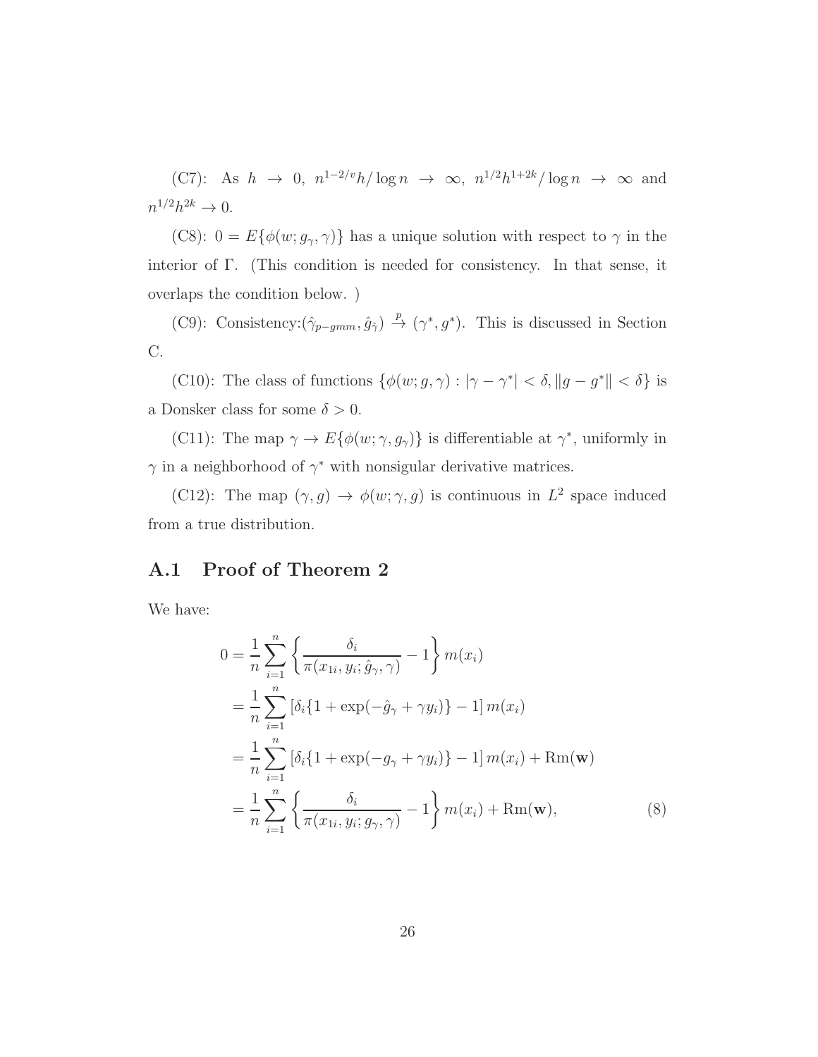(C7): As $h \to 0$, $n^{1-2/v}h/\log n \to \infty$, $n^{1/2}h^{1+2k}/\log n \to \infty$ and $n^{1/2}h^{2k} \to 0$.

(C8): $0 = E\{\phi(w; g_\gamma, \gamma)\}$ has a unique solution with respect to $\gamma$ in the interior of $\Gamma$. (This condition is needed for consistency. In that sense, it overlaps the condition below. )

(C9): Consistency:$(\hat{\gamma}_{p-gmm}, \hat{g}_{\hat{\gamma}}) \xrightarrow{p} (\gamma^*, g^*)$. This is discussed in Section C.

(C10): The class of functions $\{\phi(w; g, \gamma) : |\gamma - \gamma^*| < \delta, \|g - g^*\| < \delta\}$ is a Donsker class for some $\delta > 0$.

(C11): The map $\gamma \to E\{\phi(w; \gamma, g_\gamma)\}$ is differentiable at $\gamma^*$, uniformly in $\gamma$ in a neighborhood of $\gamma^*$ with nonsigular derivative matrices.

(C12): The map $(\gamma, g) \to \phi(w; \gamma, g)$ is continuous in $L^2$ space induced from a true distribution.

## A.1 Proof of Theorem 2

We have:

$$
\begin{aligned}
0 &= \frac{1}{n}\sum_{i=1}^{n}\left\{\frac{\delta_i}{\pi(x_{1i}, y_i; \hat{g}_\gamma, \gamma)} - 1\right\} m(x_i) \\
&= \frac{1}{n}\sum_{i=1}^{n}\left[\delta_i\{1 + \exp(-\hat{g}_\gamma + \gamma y_i)\} - 1\right] m(x_i) \\
&= \frac{1}{n}\sum_{i=1}^{n}\left[\delta_i\{1 + \exp(-g_\gamma + \gamma y_i)\} - 1\right] m(x_i) + \mathrm{Rm}(\mathbf{w}) \\
&= \frac{1}{n}\sum_{i=1}^{n}\left\{\frac{\delta_i}{\pi(x_{1i}, y_i; g_\gamma, \gamma)} - 1\right\} m(x_i) + \mathrm{Rm}(\mathbf{w}),
\end{aligned}
\tag{8}
$$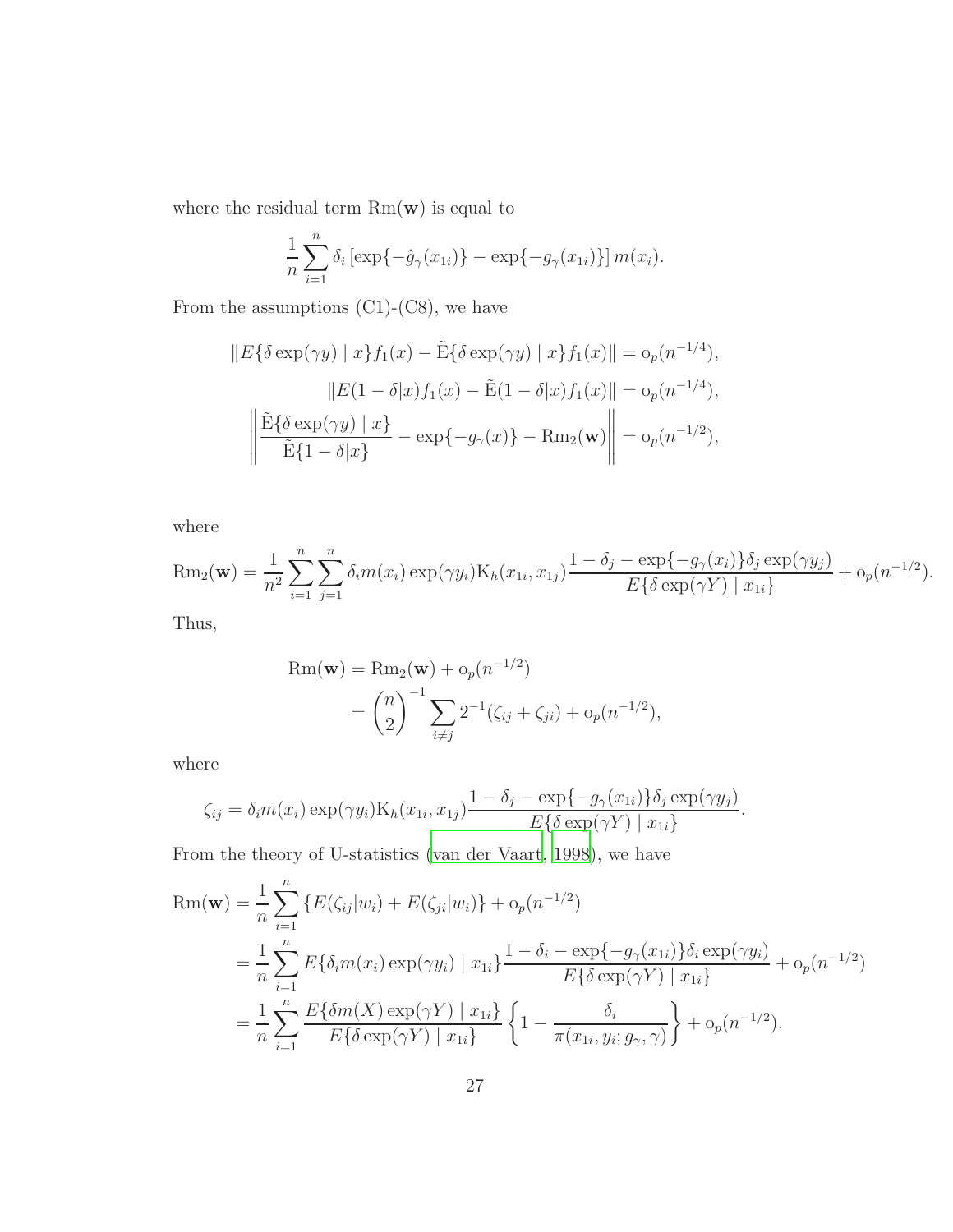where the residual term $\mathrm{Rm}(\mathbf{w})$ is equal to

$$\frac{1}{n}\sum_{i=1}^{n}\delta_i\left[\exp\{-\hat{g}_\gamma(x_{1i})\}-\exp\{-g_\gamma(x_{1i})\}\right]m(x_i).$$

From the assumptions (C1)-(C8), we have

$$\|E\{\delta\exp(\gamma y)\mid x\}f_1(x)-\tilde{\mathrm{E}}\{\delta\exp(\gamma y)\mid x\}f_1(x)\|=\mathrm{o}_p(n^{-1/4}),$$

$$\|E(1-\delta|x)f_1(x)-\tilde{\mathrm{E}}(1-\delta|x)f_1(x)\|=\mathrm{o}_p(n^{-1/4}),$$

$$\left\|\frac{\tilde{\mathrm{E}}\{\delta\exp(\gamma y)\mid x\}}{\tilde{\mathrm{E}}\{1-\delta|x\}}-\exp\{-g_\gamma(x)\}-\mathrm{Rm}_2(\mathbf{w})\right\|=\mathrm{o}_p(n^{-1/2}),$$

where

$$\mathrm{Rm}_2(\mathbf{w})=\frac{1}{n^2}\sum_{i=1}^{n}\sum_{j=1}^{n}\delta_i m(x_i)\exp(\gamma y_i)\mathrm{K}_h(x_{1i},x_{1j})\frac{1-\delta_j-\exp\{-g_\gamma(x_i)\}\delta_j\exp(\gamma y_j)}{E\{\delta\exp(\gamma Y)\mid x_{1i}\}}+\mathrm{o}_p(n^{-1/2}).$$

Thus,

$$\begin{aligned}
\mathrm{Rm}(\mathbf{w})&=\mathrm{Rm}_2(\mathbf{w})+\mathrm{o}_p(n^{-1/2})\\
&=\binom{n}{2}^{-1}\sum_{i\neq j}2^{-1}(\zeta_{ij}+\zeta_{ji})+\mathrm{o}_p(n^{-1/2}),
\end{aligned}$$

where

$$\zeta_{ij}=\delta_i m(x_i)\exp(\gamma y_i)\mathrm{K}_h(x_{1i},x_{1j})\frac{1-\delta_j-\exp\{-g_\gamma(x_{1i})\}\delta_j\exp(\gamma y_j)}{E\{\delta\exp(\gamma Y)\mid x_{1i}\}}.$$

From the theory of U-statistics (van der Vaart, 1998), we have

$$\begin{aligned}
\mathrm{Rm}(\mathbf{w})&=\frac{1}{n}\sum_{i=1}^{n}\{E(\zeta_{ij}|w_i)+E(\zeta_{ji}|w_i)\}+\mathrm{o}_p(n^{-1/2})\\
&=\frac{1}{n}\sum_{i=1}^{n}E\{\delta_i m(x_i)\exp(\gamma y_i)\mid x_{1i}\}\frac{1-\delta_i-\exp\{-g_\gamma(x_{1i})\}\delta_i\exp(\gamma y_i)}{E\{\delta\exp(\gamma Y)\mid x_{1i}\}}+\mathrm{o}_p(n^{-1/2})\\
&=\frac{1}{n}\sum_{i=1}^{n}\frac{E\{\delta m(X)\exp(\gamma Y)\mid x_{1i}\}}{E\{\delta\exp(\gamma Y)\mid x_{1i}\}}\left\{1-\frac{\delta_i}{\pi(x_{1i},y_i;g_\gamma,\gamma)}\right\}+\mathrm{o}_p(n^{-1/2}).
\end{aligned}$$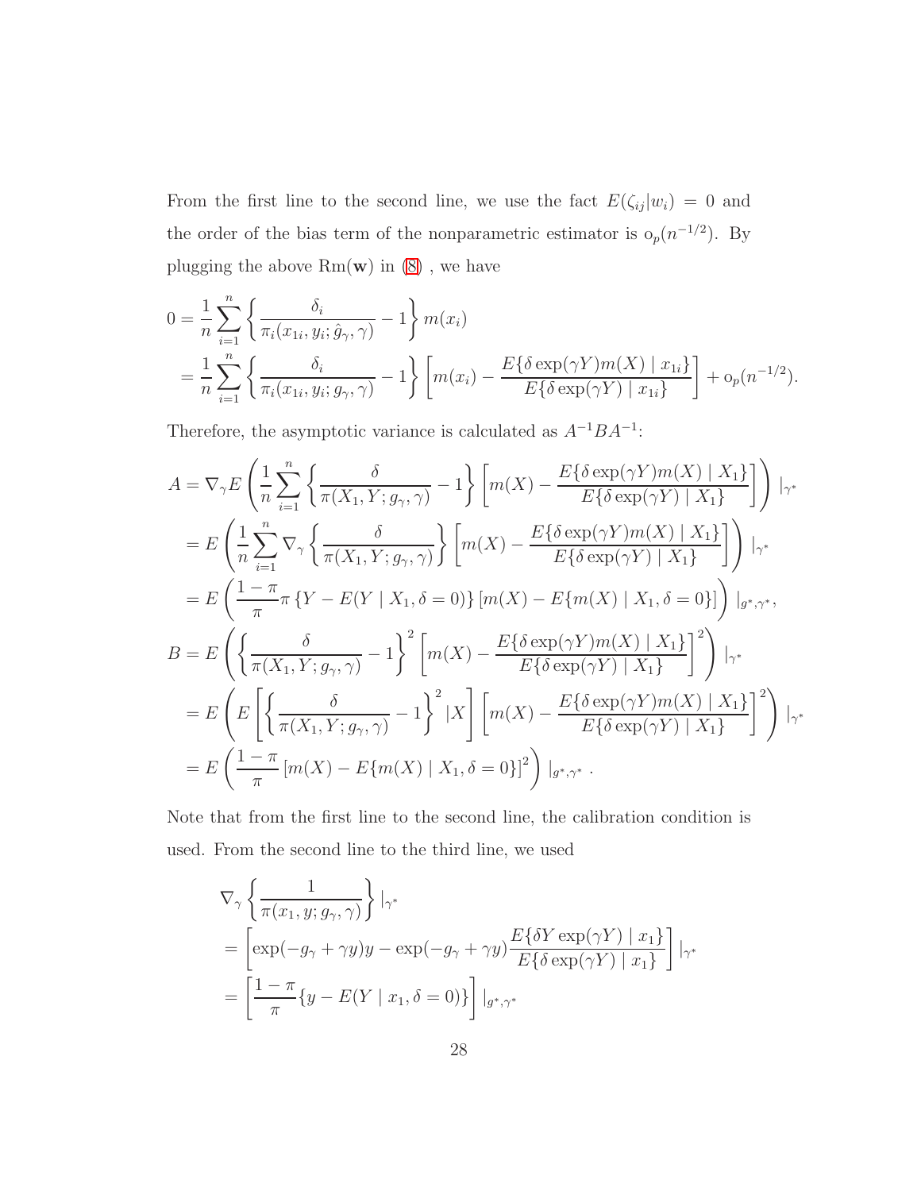From the first line to the second line, we use the fact $E(\zeta_{ij}|w_i) = 0$ and the order of the bias term of the nonparametric estimator is $o_p(n^{-1/2})$. By plugging the above $\text{Rm}(\mathbf{w})$ in (8) , we have

$$
\begin{aligned}
0 &= \frac{1}{n}\sum_{i=1}^{n}\left\{\frac{\delta_i}{\pi_i(x_{1i}, y_i; \hat{g}_\gamma, \gamma)} - 1\right\} m(x_i) \\
&= \frac{1}{n}\sum_{i=1}^{n}\left\{\frac{\delta_i}{\pi_i(x_{1i}, y_i; g_\gamma, \gamma)} - 1\right\}\left[m(x_i) - \frac{E\{\delta \exp(\gamma Y) m(X) \mid x_{1i}\}}{E\{\delta \exp(\gamma Y) \mid x_{1i}\}}\right] + o_p(n^{-1/2}).
\end{aligned}
$$

Therefore, the asymptotic variance is calculated as $A^{-1}BA^{-1}$:

$$
\begin{aligned}
A &= \nabla_\gamma E\left(\frac{1}{n}\sum_{i=1}^{n}\left\{\frac{\delta}{\pi(X_1, Y; g_\gamma, \gamma)} - 1\right\}\left[m(X) - \frac{E\{\delta \exp(\gamma Y) m(X) \mid X_1\}}{E\{\delta \exp(\gamma Y) \mid X_1\}}\right]\right) |_{\gamma^*} \\
&= E\left(\frac{1}{n}\sum_{i=1}^{n}\nabla_\gamma\left\{\frac{\delta}{\pi(X_1, Y; g_\gamma, \gamma)}\right\}\left[m(X) - \frac{E\{\delta \exp(\gamma Y) m(X) \mid X_1\}}{E\{\delta \exp(\gamma Y) \mid X_1\}}\right]\right) |_{\gamma^*} \\
&= E\left(\frac{1-\pi}{\pi}\pi\left\{Y - E(Y \mid X_1, \delta = 0)\right\}\left[m(X) - E\{m(X) \mid X_1, \delta = 0\}\right]\right) |_{g^*, \gamma^*}, \\
B &= E\left(\left\{\frac{\delta}{\pi(X_1, Y; g_\gamma, \gamma)} - 1\right\}^2\left[m(X) - \frac{E\{\delta \exp(\gamma Y) m(X) \mid X_1\}}{E\{\delta \exp(\gamma Y) \mid X_1\}}\right]^2\right) |_{\gamma^*} \\
&= E\left(E\left[\left\{\frac{\delta}{\pi(X_1, Y; g_\gamma, \gamma)} - 1\right\}^2 |X\right]\left[m(X) - \frac{E\{\delta \exp(\gamma Y) m(X) \mid X_1\}}{E\{\delta \exp(\gamma Y) \mid X_1\}}\right]^2\right) |_{\gamma^*} \\
&= E\left(\frac{1-\pi}{\pi}\left[m(X) - E\{m(X) \mid X_1, \delta = 0\}\right]^2\right) |_{g^*, \gamma^*}\ .
\end{aligned}
$$

Note that from the first line to the second line, the calibration condition is used. From the second line to the third line, we used

$$
\begin{aligned}
&\nabla_\gamma\left\{\frac{1}{\pi(x_1, y; g_\gamma, \gamma)}\right\} |_{\gamma^*} \\
&= \left[\exp(-g_\gamma + \gamma y)y - \exp(-g_\gamma + \gamma y)\frac{E\{\delta Y \exp(\gamma Y) \mid x_1\}}{E\{\delta \exp(\gamma Y) \mid x_1\}}\right] |_{\gamma^*} \\
&= \left[\frac{1-\pi}{\pi}\{y - E(Y \mid x_1, \delta = 0)\}\right] |_{g^*, \gamma^*}
\end{aligned}
$$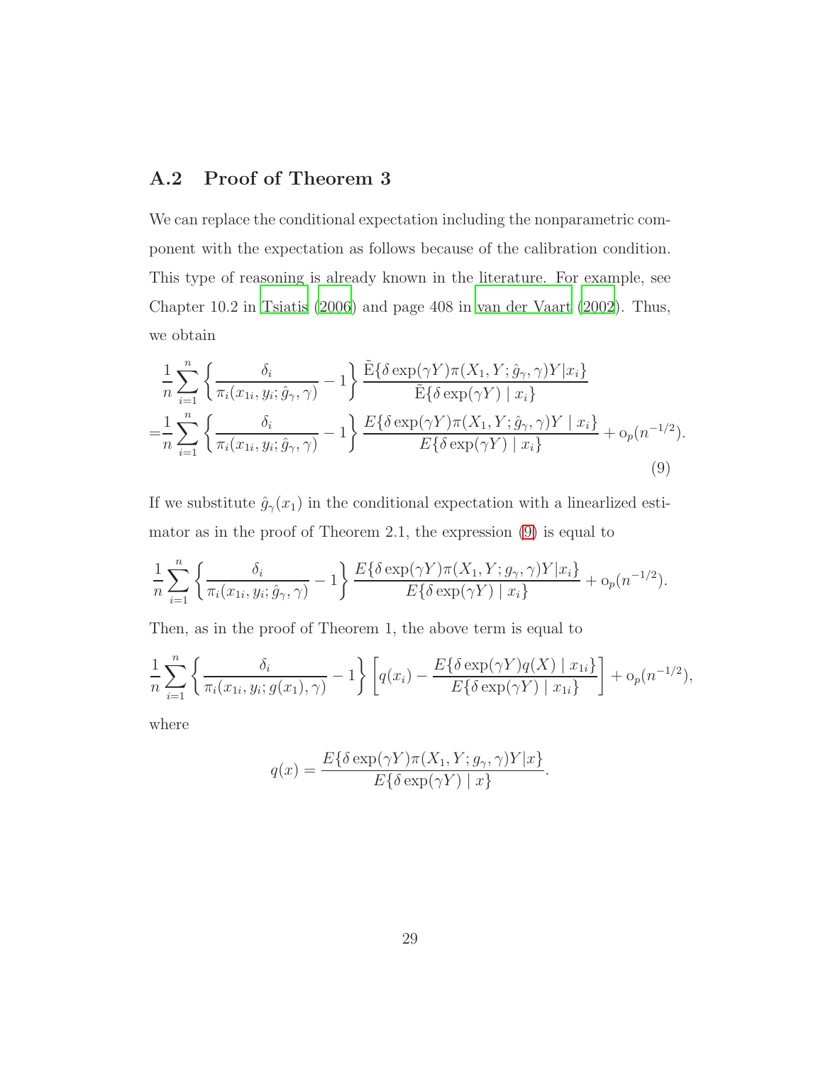## A.2 Proof of Theorem 3

We can replace the conditional expectation including the nonparametric component with the expectation as follows because of the calibration condition. This type of reasoning is already known in the literature. For example, see Chapter 10.2 in Tsiatis (2006) and page 408 in van der Vaart (2002). Thus, we obtain

$$
\begin{aligned}
&\frac{1}{n}\sum_{i=1}^{n}\left\{\frac{\delta_i}{\pi_i(x_{1i},y_i;\hat{g}_\gamma,\gamma)}-1\right\}\frac{\tilde{\mathrm{E}}\{\delta\exp(\gamma Y)\pi(X_1,Y;\hat{g}_\gamma,\gamma)Y|x_i\}}{\tilde{\mathrm{E}}\{\delta\exp(\gamma Y)\mid x_i\}} \\
=&\frac{1}{n}\sum_{i=1}^{n}\left\{\frac{\delta_i}{\pi_i(x_{1i},y_i;\hat{g}_\gamma,\gamma)}-1\right\}\frac{E\{\delta\exp(\gamma Y)\pi(X_1,Y;\hat{g}_\gamma,\gamma)Y\mid x_i\}}{E\{\delta\exp(\gamma Y)\mid x_i\}}+\mathrm{o}_p(n^{-1/2}).
\end{aligned}
\tag{9}
$$

If we substitute $\hat{g}_\gamma(x_1)$ in the conditional expectation with a linearlized estimator as in the proof of Theorem 2.1, the expression (9) is equal to

$$
\frac{1}{n}\sum_{i=1}^{n}\left\{\frac{\delta_i}{\pi_i(x_{1i},y_i;\hat{g}_\gamma,\gamma)}-1\right\}\frac{E\{\delta\exp(\gamma Y)\pi(X_1,Y;g_\gamma,\gamma)Y|x_i\}}{E\{\delta\exp(\gamma Y)\mid x_i\}}+\mathrm{o}_p(n^{-1/2}).
$$

Then, as in the proof of Theorem 1, the above term is equal to

$$
\frac{1}{n}\sum_{i=1}^{n}\left\{\frac{\delta_i}{\pi_i(x_{1i},y_i;g(x_1),\gamma)}-1\right\}\left[q(x_i)-\frac{E\{\delta\exp(\gamma Y)q(X)\mid x_{1i}\}}{E\{\delta\exp(\gamma Y)\mid x_{1i}\}}\right]+\mathrm{o}_p(n^{-1/2}),
$$

where

$$
q(x)=\frac{E\{\delta\exp(\gamma Y)\pi(X_1,Y;g_\gamma,\gamma)Y|x\}}{E\{\delta\exp(\gamma Y)\mid x\}}.
$$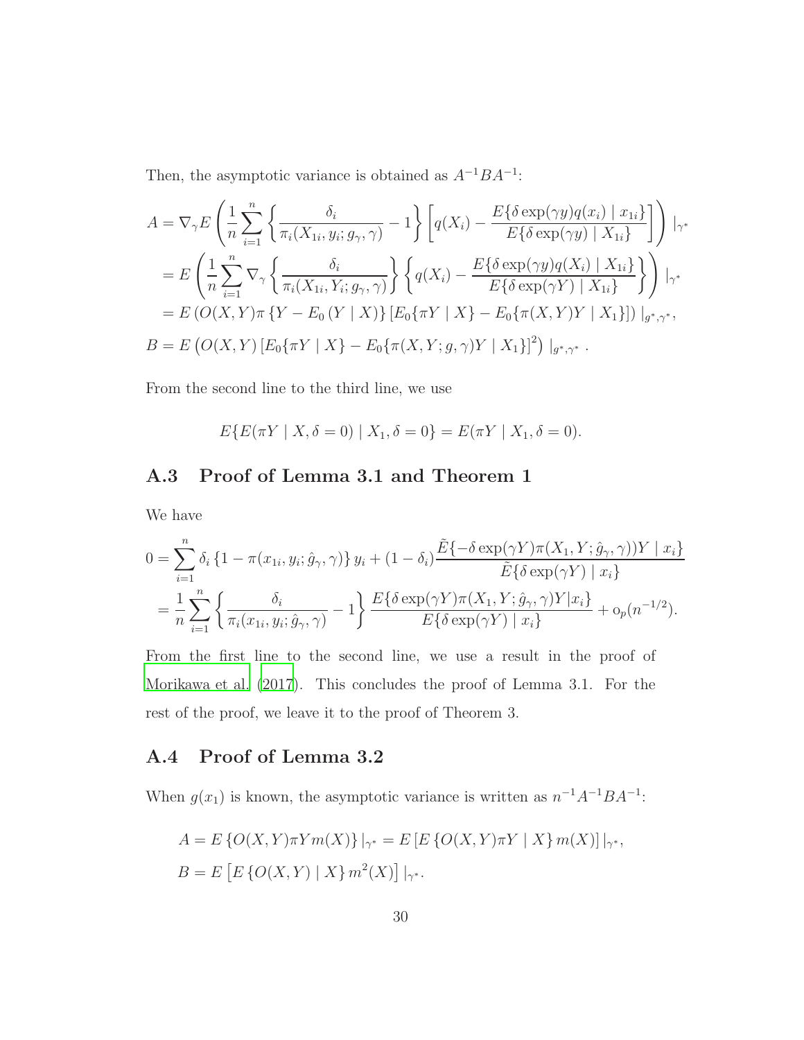Then, the asymptotic variance is obtained as $A^{-1}BA^{-1}$:

$$
\begin{aligned}
A &= \nabla_\gamma E\left(\frac{1}{n}\sum_{i=1}^n \left\{\frac{\delta_i}{\pi_i(X_{1i}, y_i; g_\gamma, \gamma)} - 1\right\}\left[q(X_i) - \frac{E\{\delta \exp(\gamma y) q(x_i) \mid x_{1i}\}}{E\{\delta \exp(\gamma y) \mid X_{1i}\}}\right]\right) |_{\gamma^*} \\
&= E\left(\frac{1}{n}\sum_{i=1}^n \nabla_\gamma \left\{\frac{\delta_i}{\pi_i(X_{1i}, Y_i; g_\gamma, \gamma)}\right\}\left\{q(X_i) - \frac{E\{\delta \exp(\gamma y) q(X_i) \mid X_{1i}\}}{E\{\delta \exp(\gamma Y) \mid X_{1i}\}}\right\}\right) |_{\gamma^*} \\
&= E\left(O(X,Y)\pi\left\{Y - E_0\left(Y \mid X\right)\right\}\left[E_0\{\pi Y \mid X\} - E_0\{\pi(X,Y)Y \mid X_1\}\right]\right) |_{g^*,\gamma^*}, \\
B &= E\left(O(X,Y)\left[E_0\{\pi Y \mid X\} - E_0\{\pi(X,Y;g,\gamma)Y \mid X_1\}\right]^2\right) |_{g^*,\gamma^*}.
\end{aligned}
$$

From the second line to the third line, we use

$$
E\{E(\pi Y \mid X, \delta = 0) \mid X_1, \delta = 0\} = E(\pi Y \mid X_1, \delta = 0).
$$

## A.3 Proof of Lemma 3.1 and Theorem 1

We have

$$
\begin{aligned}
0 &= \sum_{i=1}^n \delta_i \left\{1 - \pi(x_{1i}, y_i; \hat{g}_\gamma, \gamma)\right\} y_i + (1 - \delta_i)\frac{\tilde{E}\{-\delta \exp(\gamma Y)\pi(X_1, Y; \hat{g}_\gamma, \gamma))Y \mid x_i\}}{\tilde{E}\{\delta \exp(\gamma Y) \mid x_i\}} \\
&= \frac{1}{n}\sum_{i=1}^n \left\{\frac{\delta_i}{\pi_i(x_{1i}, y_i; \hat{g}_\gamma, \gamma)} - 1\right\}\frac{E\{\delta \exp(\gamma Y)\pi(X_1, Y; \hat{g}_\gamma, \gamma)Y|x_i\}}{E\{\delta \exp(\gamma Y) \mid x_i\}} + o_p(n^{-1/2}).
\end{aligned}
$$

From the first line to the second line, we use a result in the proof of Morikawa et al. (2017). This concludes the proof of Lemma 3.1. For the rest of the proof, we leave it to the proof of Theorem 3.

## A.4 Proof of Lemma 3.2

When $g(x_1)$ is known, the asymptotic variance is written as $n^{-1}A^{-1}BA^{-1}$:

$$
\begin{aligned}
A &= E\left\{O(X,Y)\pi Y m(X)\right\}|_{\gamma^*} = E\left[E\left\{O(X,Y)\pi Y \mid X\right\} m(X)\right]|_{\gamma^*}, \\
B &= E\left[E\left\{O(X,Y) \mid X\right\} m^2(X)\right]|_{\gamma^*}.
\end{aligned}
$$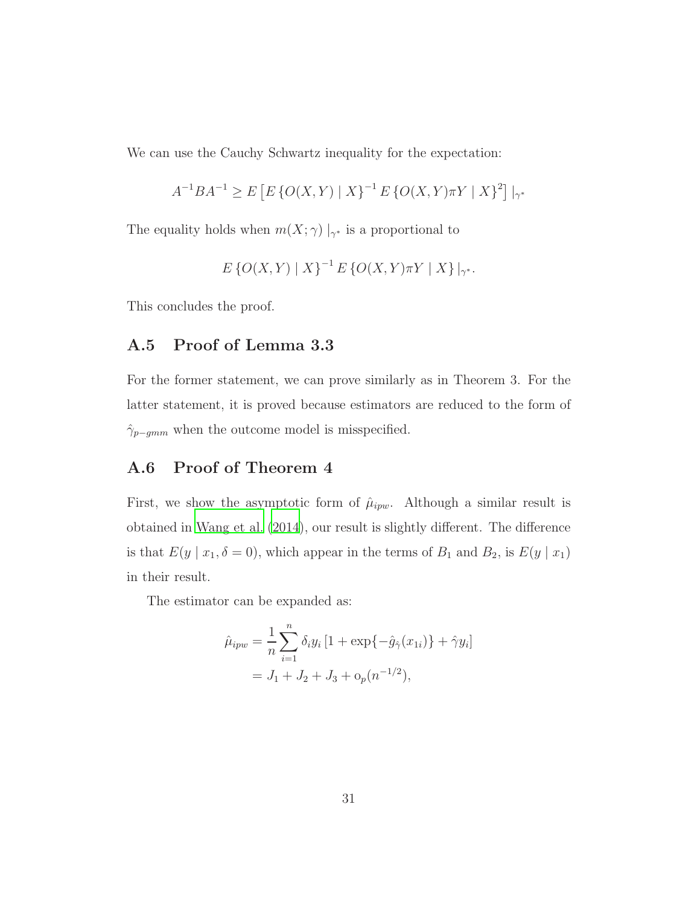We can use the Cauchy Schwartz inequality for the expectation:

$$A^{-1}BA^{-1} \geq E\left[E\left\{O(X,Y) \mid X\right\}^{-1} E\left\{O(X,Y)\pi Y \mid X\right\}^{2}\right] |_{\gamma^*}$$

The equality holds when $m(X;\gamma) \mid_{\gamma^*}$ is a proportional to

$$E\left\{O(X,Y) \mid X\right\}^{-1} E\left\{O(X,Y)\pi Y \mid X\right\} |_{\gamma^*}.$$

This concludes the proof.

## A.5 Proof of Lemma 3.3

For the former statement, we can prove similarly as in Theorem 3. For the latter statement, it is proved because estimators are reduced to the form of $\hat{\gamma}_{p-gmm}$ when the outcome model is misspecified.

## A.6 Proof of Theorem 4

First, we show the asymptotic form of $\hat{\mu}_{ipw}$. Although a similar result is obtained in Wang et al. (2014), our result is slightly different. The difference is that $E(y \mid x_1, \delta = 0)$, which appear in the terms of $B_1$ and $B_2$, is $E(y \mid x_1)$ in their result.

The estimator can be expanded as:

$$\begin{aligned}
\hat{\mu}_{ipw} &= \frac{1}{n}\sum_{i=1}^{n} \delta_i y_i \left[1 + \exp\{-\hat{g}_{\hat{\gamma}}(x_{1i})\} + \hat{\gamma} y_i\right] \\
&= J_1 + J_2 + J_3 + \mathrm{o}_p(n^{-1/2}),
\end{aligned}$$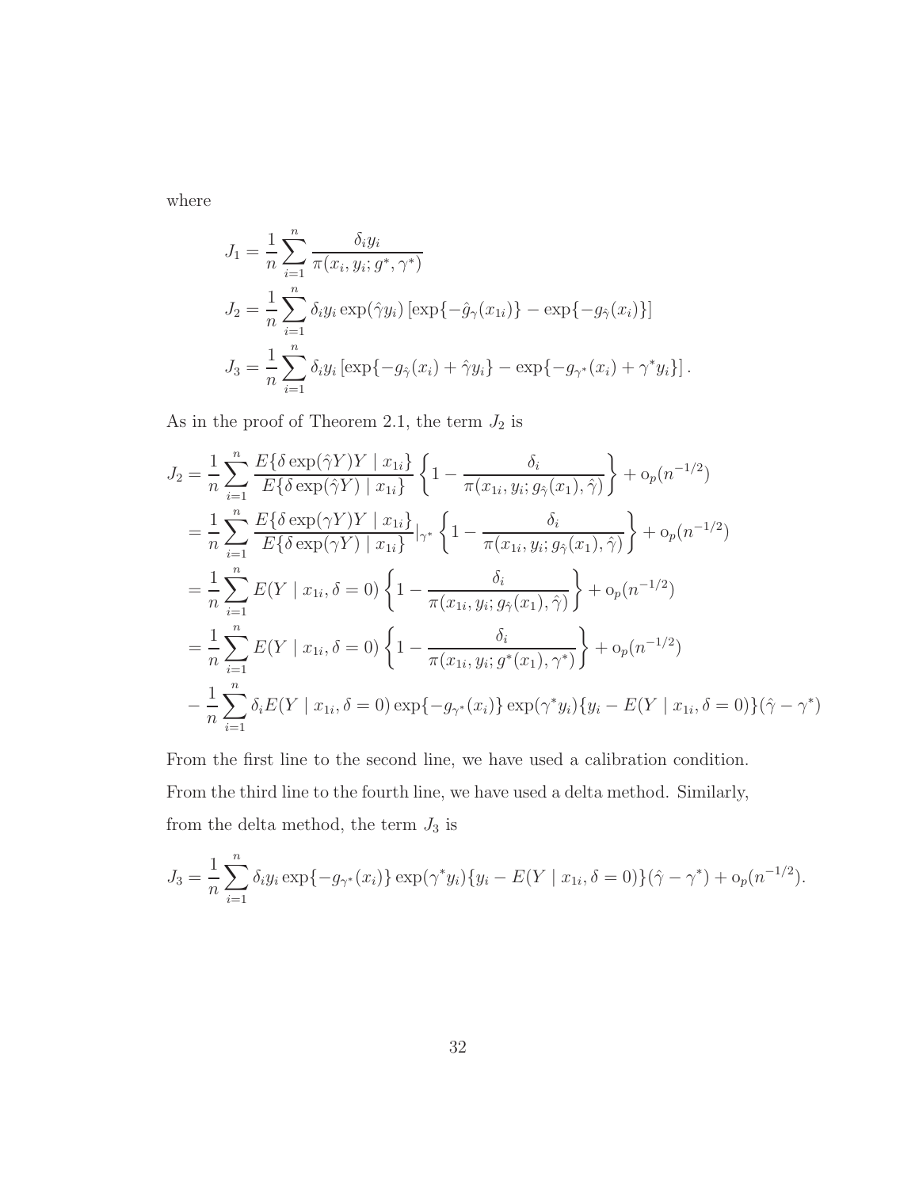where

$$
\begin{aligned}
J_1 &= \frac{1}{n}\sum_{i=1}^{n} \frac{\delta_i y_i}{\pi(x_i, y_i; g^*, \gamma^*)} \\
J_2 &= \frac{1}{n}\sum_{i=1}^{n} \delta_i y_i \exp(\hat{\gamma} y_i)\left[\exp\{-\hat{g}_{\gamma}(x_{1i})\} - \exp\{-g_{\hat{\gamma}}(x_i)\}\right] \\
J_3 &= \frac{1}{n}\sum_{i=1}^{n} \delta_i y_i \left[\exp\{-g_{\hat{\gamma}}(x_i) + \hat{\gamma} y_i\} - \exp\{-g_{\gamma^*}(x_i) + \gamma^* y_i\}\right].
\end{aligned}
$$

As in the proof of Theorem 2.1, the term $J_2$ is

$$
\begin{aligned}
J_2 &= \frac{1}{n}\sum_{i=1}^{n} \frac{E\{\delta \exp(\hat{\gamma} Y) Y \mid x_{1i}\}}{E\{\delta \exp(\hat{\gamma} Y) \mid x_{1i}\}} \left\{1 - \frac{\delta_i}{\pi(x_{1i}, y_i; g_{\hat{\gamma}}(x_1), \hat{\gamma})}\right\} + o_p(n^{-1/2}) \\
&= \frac{1}{n}\sum_{i=1}^{n} \frac{E\{\delta \exp(\gamma Y) Y \mid x_{1i}\}}{E\{\delta \exp(\gamma Y) \mid x_{1i}\}}\Big|_{\gamma^*} \left\{1 - \frac{\delta_i}{\pi(x_{1i}, y_i; g_{\hat{\gamma}}(x_1), \hat{\gamma})}\right\} + o_p(n^{-1/2}) \\
&= \frac{1}{n}\sum_{i=1}^{n} E(Y \mid x_{1i}, \delta = 0) \left\{1 - \frac{\delta_i}{\pi(x_{1i}, y_i; g_{\hat{\gamma}}(x_1), \hat{\gamma})}\right\} + o_p(n^{-1/2}) \\
&= \frac{1}{n}\sum_{i=1}^{n} E(Y \mid x_{1i}, \delta = 0) \left\{1 - \frac{\delta_i}{\pi(x_{1i}, y_i; g^*(x_1), \gamma^*)}\right\} + o_p(n^{-1/2}) \\
&\quad - \frac{1}{n}\sum_{i=1}^{n} \delta_i E(Y \mid x_{1i}, \delta = 0) \exp\{-g_{\gamma^*}(x_i)\} \exp(\gamma^* y_i)\{y_i - E(Y \mid x_{1i}, \delta = 0)\}(\hat{\gamma} - \gamma^*)
\end{aligned}
$$

From the first line to the second line, we have used a calibration condition. From the third line to the fourth line, we have used a delta method. Similarly, from the delta method, the term $J_3$ is

$$
J_3 = \frac{1}{n}\sum_{i=1}^{n} \delta_i y_i \exp\{-g_{\gamma^*}(x_i)\} \exp(\gamma^* y_i)\{y_i - E(Y \mid x_{1i}, \delta = 0)\}(\hat{\gamma} - \gamma^*) + o_p(n^{-1/2}).
$$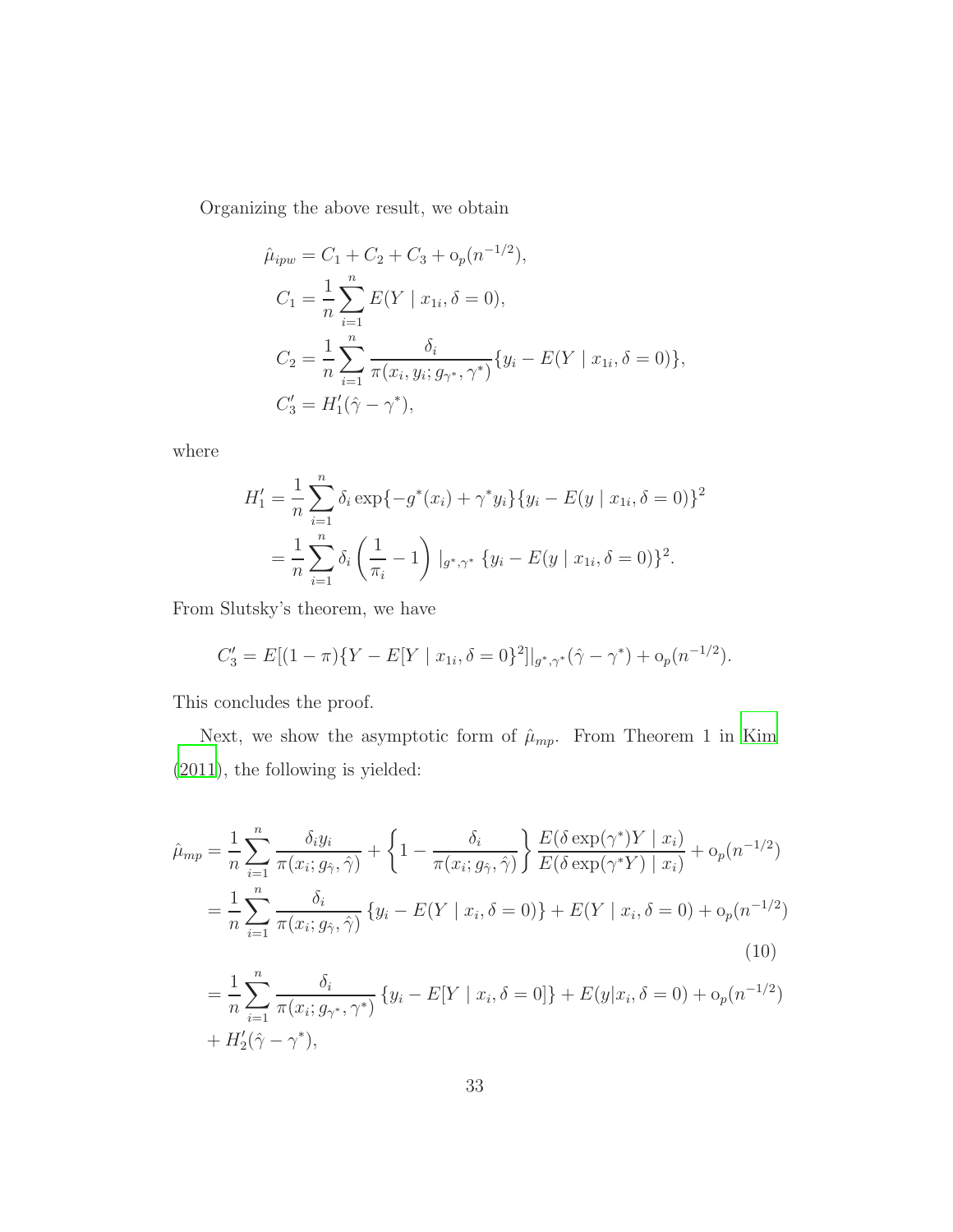Organizing the above result, we obtain

$$
\begin{aligned}
\hat{\mu}_{ipw} &= C_1 + C_2 + C_3 + \mathrm{o}_p(n^{-1/2}), \\
C_1 &= \frac{1}{n}\sum_{i=1}^{n} E(Y \mid x_{1i}, \delta = 0), \\
C_2 &= \frac{1}{n}\sum_{i=1}^{n} \frac{\delta_i}{\pi(x_i, y_i; g_{\gamma^*}, \gamma^*)}\{y_i - E(Y \mid x_{1i}, \delta = 0)\}, \\
C_3' &= H_1'(\hat{\gamma} - \gamma^*),
\end{aligned}
$$

where

$$
\begin{aligned}
H_1' &= \frac{1}{n}\sum_{i=1}^{n} \delta_i \exp\{-g^*(x_i) + \gamma^* y_i\}\{y_i - E(y \mid x_{1i}, \delta = 0)\}^2 \\
&= \frac{1}{n}\sum_{i=1}^{n} \delta_i \left(\frac{1}{\pi_i} - 1\right)|_{g^*, \gamma^*}\, \{y_i - E(y \mid x_{1i}, \delta = 0)\}^2.
\end{aligned}
$$

From Slutsky's theorem, we have

$$
C_3' = E[(1-\pi)\{Y - E[Y \mid x_{1i}, \delta = 0\}^2]|_{g^*, \gamma^*}(\hat{\gamma} - \gamma^*) + \mathrm{o}_p(n^{-1/2}).
$$

This concludes the proof.

Next, we show the asymptotic form of $\hat{\mu}_{mp}$. From Theorem 1 in Kim (2011), the following is yielded:

$$
\begin{aligned}
\hat{\mu}_{mp} &= \frac{1}{n}\sum_{i=1}^{n} \frac{\delta_i y_i}{\pi(x_i; g_{\hat{\gamma}}, \hat{\gamma})} + \left\{1 - \frac{\delta_i}{\pi(x_i; g_{\hat{\gamma}}, \hat{\gamma})}\right\} \frac{E(\delta \exp(\gamma^*)Y \mid x_i)}{E(\delta \exp(\gamma^* Y) \mid x_i)} + \mathrm{o}_p(n^{-1/2}) \\
&= \frac{1}{n}\sum_{i=1}^{n} \frac{\delta_i}{\pi(x_i; g_{\hat{\gamma}}, \hat{\gamma})}\{y_i - E(Y \mid x_i, \delta = 0)\} + E(Y \mid x_i, \delta = 0) + \mathrm{o}_p(n^{-1/2}) \qquad (10) \\
&= \frac{1}{n}\sum_{i=1}^{n} \frac{\delta_i}{\pi(x_i; g_{\gamma^*}, \gamma^*)}\{y_i - E[Y \mid x_i, \delta = 0]\} + E(y|x_i, \delta = 0) + \mathrm{o}_p(n^{-1/2}) \\
&\quad + H_2'(\hat{\gamma} - \gamma^*),
\end{aligned}
$$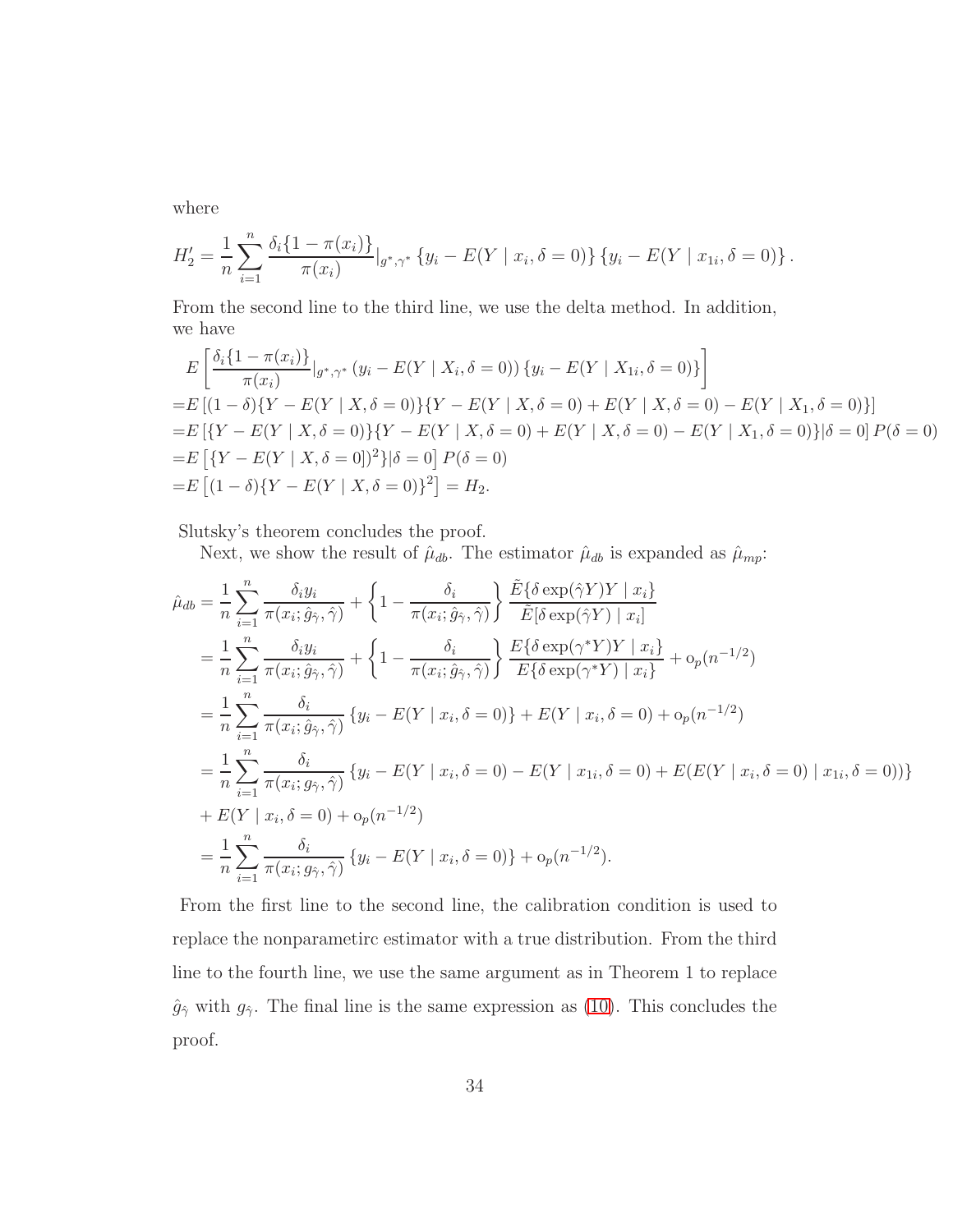where

$$H_2' = \frac{1}{n}\sum_{i=1}^{n} \frac{\delta_i\{1-\pi(x_i)\}}{\pi(x_i)}|_{g^*,\gamma^*} \{y_i - E(Y \mid x_i, \delta=0)\}\{y_i - E(Y \mid x_{1i}, \delta=0)\}.$$

From the second line to the third line, we use the delta method. In addition, we have

$$\begin{aligned}
&E\left[\frac{\delta_i\{1-\pi(x_i)\}}{\pi(x_i)}|_{g^*,\gamma^*} (y_i - E(Y \mid X_i, \delta=0))\{y_i - E(Y \mid X_{1i}, \delta=0)\}\right] \\
=&E\left[(1-\delta)\{Y - E(Y \mid X, \delta=0)\}\{Y - E(Y \mid X, \delta=0) + E(Y \mid X, \delta=0) - E(Y \mid X_1, \delta=0)\}\right] \\
=&E\left[\{Y - E(Y \mid X, \delta=0)\}\{Y - E(Y \mid X, \delta=0) + E(Y \mid X, \delta=0) - E(Y \mid X_1, \delta=0)\}|\delta=0\right]P(\delta=0) \\
=&E\left[\{Y - E(Y \mid X, \delta=0])^2\}|\delta=0\right]P(\delta=0) \\
=&E\left[(1-\delta)\{Y - E(Y \mid X, \delta=0)\}^2\right] = H_2.
\end{aligned}$$

Slutsky's theorem concludes the proof.

Next, we show the result of $\hat{\mu}_{db}$. The estimator $\hat{\mu}_{db}$ is expanded as $\hat{\mu}_{mp}$:

$$\begin{aligned}
\hat{\mu}_{db} &= \frac{1}{n}\sum_{i=1}^{n} \frac{\delta_i y_i}{\pi(x_i;\hat{g}_{\hat{\gamma}},\hat{\gamma})} + \left\{1 - \frac{\delta_i}{\pi(x_i;\hat{g}_{\hat{\gamma}},\hat{\gamma})}\right\} \frac{\tilde{E}\{\delta\exp(\hat{\gamma}Y)Y \mid x_i\}}{\tilde{E}[\delta\exp(\hat{\gamma}Y) \mid x_i]} \\
&= \frac{1}{n}\sum_{i=1}^{n} \frac{\delta_i y_i}{\pi(x_i;\hat{g}_{\hat{\gamma}},\hat{\gamma})} + \left\{1 - \frac{\delta_i}{\pi(x_i;\hat{g}_{\hat{\gamma}},\hat{\gamma})}\right\} \frac{E\{\delta\exp(\gamma^* Y)Y \mid x_i\}}{E\{\delta\exp(\gamma^* Y) \mid x_i\}} + o_p(n^{-1/2}) \\
&= \frac{1}{n}\sum_{i=1}^{n} \frac{\delta_i}{\pi(x_i;\hat{g}_{\hat{\gamma}},\hat{\gamma})}\{y_i - E(Y \mid x_i, \delta=0)\} + E(Y \mid x_i, \delta=0) + o_p(n^{-1/2}) \\
&= \frac{1}{n}\sum_{i=1}^{n} \frac{\delta_i}{\pi(x_i;g_{\hat{\gamma}},\hat{\gamma})}\{y_i - E(Y \mid x_i, \delta=0) - E(Y \mid x_{1i}, \delta=0) + E(E(Y \mid x_i, \delta=0) \mid x_{1i}, \delta=0))\} \\
&+ E(Y \mid x_i, \delta=0) + o_p(n^{-1/2}) \\
&= \frac{1}{n}\sum_{i=1}^{n} \frac{\delta_i}{\pi(x_i;g_{\hat{\gamma}},\hat{\gamma})}\{y_i - E(Y \mid x_i, \delta=0)\} + o_p(n^{-1/2}).
\end{aligned}$$

From the first line to the second line, the calibration condition is used to replace the nonparametirc estimator with a true distribution. From the third line to the fourth line, we use the same argument as in Theorem 1 to replace $\hat{g}_{\hat{\gamma}}$ with $g_{\hat{\gamma}}$. The final line is the same expression as (10). This concludes the proof.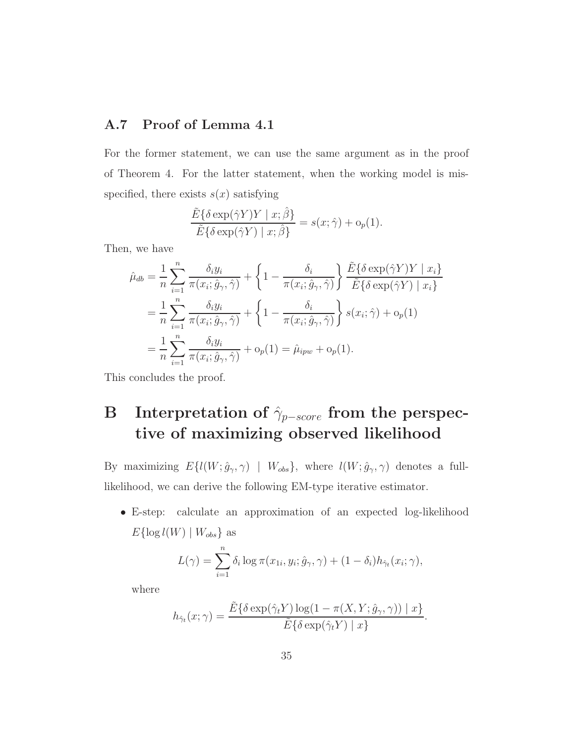### A.7 Proof of Lemma 4.1

For the former statement, we can use the same argument as in the proof of Theorem 4. For the latter statement, when the working model is misspecified, there exists $s(x)$ satisfying

$$\frac{\tilde{E}\{\delta \exp(\hat{\gamma}Y)Y \mid x; \hat{\beta}\}}{\tilde{E}\{\delta \exp(\hat{\gamma}Y) \mid x; \hat{\beta}\}} = s(x; \hat{\gamma}) + \mathrm{o}_p(1).$$

Then, we have

$$\begin{aligned}
\hat{\mu}_{db} &= \frac{1}{n}\sum_{i=1}^{n} \frac{\delta_i y_i}{\pi(x_i; \hat{g}_\gamma, \hat{\gamma})} + \left\{1 - \frac{\delta_i}{\pi(x_i; \hat{g}_\gamma, \hat{\gamma})}\right\} \frac{\tilde{E}\{\delta \exp(\hat{\gamma}Y)Y \mid x_i\}}{\tilde{E}\{\delta \exp(\hat{\gamma}Y) \mid x_i\}} \\
&= \frac{1}{n}\sum_{i=1}^{n} \frac{\delta_i y_i}{\pi(x_i; \hat{g}_\gamma, \hat{\gamma})} + \left\{1 - \frac{\delta_i}{\pi(x_i; \hat{g}_\gamma, \hat{\gamma})}\right\} s(x_i; \hat{\gamma}) + \mathrm{o}_p(1) \\
&= \frac{1}{n}\sum_{i=1}^{n} \frac{\delta_i y_i}{\pi(x_i; \hat{g}_\gamma, \hat{\gamma})} + \mathrm{o}_p(1) = \hat{\mu}_{ipw} + \mathrm{o}_p(1).
\end{aligned}$$

This concludes the proof.

# B Interpretation of $\hat{\gamma}_{p-score}$ from the perspective of maximizing observed likelihood

By maximizing $E\{l(W; \hat{g}_\gamma, \gamma) \mid W_{obs}\}$, where $l(W; \hat{g}_\gamma, \gamma)$ denotes a full-likelihood, we can derive the following EM-type iterative estimator.

- E-step: calculate an approximation of an expected log-likelihood $E\{\log l(W) \mid W_{obs}\}$ as

  $$L(\gamma) = \sum_{i=1}^{n} \delta_i \log \pi(x_{1i}, y_i; \hat{g}_\gamma, \gamma) + (1 - \delta_i) h_{\hat{\gamma}_t}(x_i; \gamma),$$

  where

  $$h_{\hat{\gamma}_t}(x; \gamma) = \frac{\tilde{E}\{\delta \exp(\hat{\gamma}_t Y) \log(1 - \pi(X, Y; \hat{g}_\gamma, \gamma)) \mid x\}}{\tilde{E}\{\delta \exp(\hat{\gamma}_t Y) \mid x\}}.$$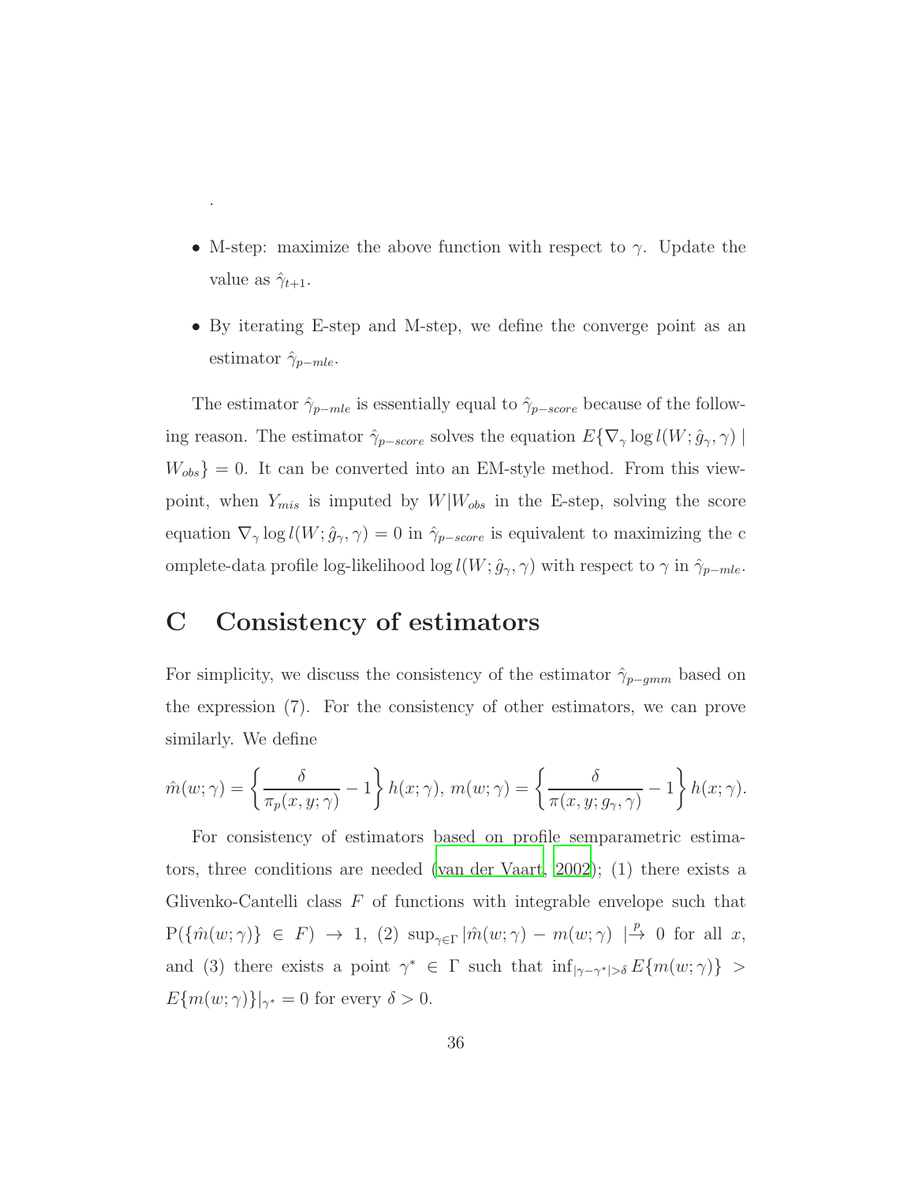.

- M-step: maximize the above function with respect to $\gamma$. Update the value as $\hat{\gamma}_{t+1}$.
- By iterating E-step and M-step, we define the converge point as an estimator $\hat{\gamma}_{p-mle}$.

The estimator $\hat{\gamma}_{p-mle}$ is essentially equal to $\hat{\gamma}_{p-score}$ because of the following reason. The estimator $\hat{\gamma}_{p-score}$ solves the equation $E\{\nabla_\gamma \log l(W; \hat{g}_\gamma, \gamma) \mid W_{obs}\} = 0$. It can be converted into an EM-style method. From this viewpoint, when $Y_{mis}$ is imputed by $W|W_{obs}$ in the E-step, solving the score equation $\nabla_\gamma \log l(W; \hat{g}_\gamma, \gamma) = 0$ in $\hat{\gamma}_{p-score}$ is equivalent to maximizing the c omplete-data profile log-likelihood $\log l(W; \hat{g}_\gamma, \gamma)$ with respect to $\gamma$ in $\hat{\gamma}_{p-mle}$.

# C Consistency of estimators

For simplicity, we discuss the consistency of the estimator $\hat{\gamma}_{p-gmm}$ based on the expression (7). For the consistency of other estimators, we can prove similarly. We define

$$\hat{m}(w; \gamma) = \left\{\frac{\delta}{\pi_p(x, y; \gamma)} - 1\right\} h(x; \gamma),\ m(w; \gamma) = \left\{\frac{\delta}{\pi(x, y; g_\gamma, \gamma)} - 1\right\} h(x; \gamma).$$

For consistency of estimators based on profile semparametric estimators, three conditions are needed (van der Vaart, 2002); (1) there exists a Glivenko-Cantelli class $F$ of functions with integrable envelope such that $\mathrm{P}(\{\hat{m}(w; \gamma)\} \in F) \to 1$, (2) $\sup_{\gamma \in \Gamma} |\hat{m}(w; \gamma) - m(w; \gamma)\ | \xrightarrow{p} 0$ for all $x$, and (3) there exists a point $\gamma^* \in \Gamma$ such that $\inf_{|\gamma - \gamma^*| > \delta} E\{m(w; \gamma)\} > E\{m(w; \gamma)\}|_{\gamma^*} = 0$ for every $\delta > 0$.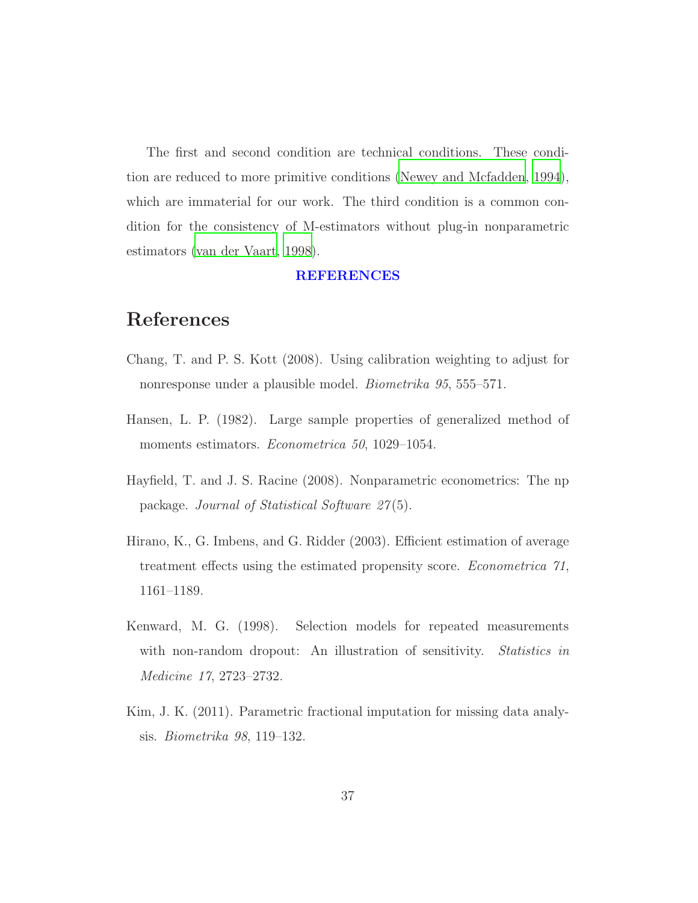The first and second condition are technical conditions. These condition are reduced to more primitive conditions (Newey and Mcfadden, 1994), which are immaterial for our work. The third condition is a common condition for the consistency of M-estimators without plug-in nonparametric estimators (van der Vaart, 1998).

**REFERENCES**

# References

Chang, T. and P. S. Kott (2008). Using calibration weighting to adjust for nonresponse under a plausible model. *Biometrika 95*, 555–571.

Hansen, L. P. (1982). Large sample properties of generalized method of moments estimators. *Econometrica 50*, 1029–1054.

Hayfield, T. and J. S. Racine (2008). Nonparametric econometrics: The np package. *Journal of Statistical Software 27*(5).

Hirano, K., G. Imbens, and G. Ridder (2003). Efficient estimation of average treatment effects using the estimated propensity score. *Econometrica 71*, 1161–1189.

Kenward, M. G. (1998). Selection models for repeated measurements with non-random dropout: An illustration of sensitivity. *Statistics in Medicine 17*, 2723–2732.

Kim, J. K. (2011). Parametric fractional imputation for missing data analysis. *Biometrika 98*, 119–132.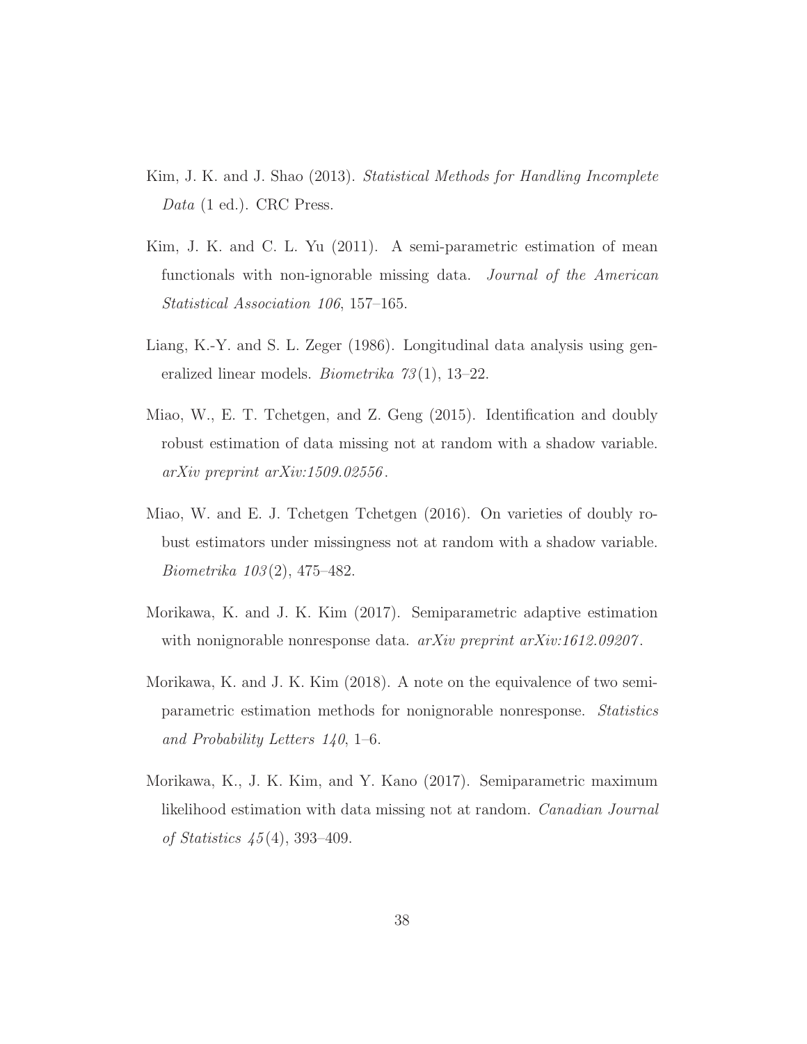Kim, J. K. and J. Shao (2013). *Statistical Methods for Handling Incomplete Data* (1 ed.). CRC Press.

Kim, J. K. and C. L. Yu (2011). A semi-parametric estimation of mean functionals with non-ignorable missing data. *Journal of the American Statistical Association 106*, 157–165.

Liang, K.-Y. and S. L. Zeger (1986). Longitudinal data analysis using generalized linear models. *Biometrika 73*(1), 13–22.

Miao, W., E. T. Tchetgen, and Z. Geng (2015). Identification and doubly robust estimation of data missing not at random with a shadow variable. *arXiv preprint arXiv:1509.02556*.

Miao, W. and E. J. Tchetgen Tchetgen (2016). On varieties of doubly robust estimators under missingness not at random with a shadow variable. *Biometrika 103*(2), 475–482.

Morikawa, K. and J. K. Kim (2017). Semiparametric adaptive estimation with nonignorable nonresponse data. *arXiv preprint arXiv:1612.09207*.

Morikawa, K. and J. K. Kim (2018). A note on the equivalence of two semiparametric estimation methods for nonignorable nonresponse. *Statistics and Probability Letters 140*, 1–6.

Morikawa, K., J. K. Kim, and Y. Kano (2017). Semiparametric maximum likelihood estimation with data missing not at random. *Canadian Journal of Statistics 45*(4), 393–409.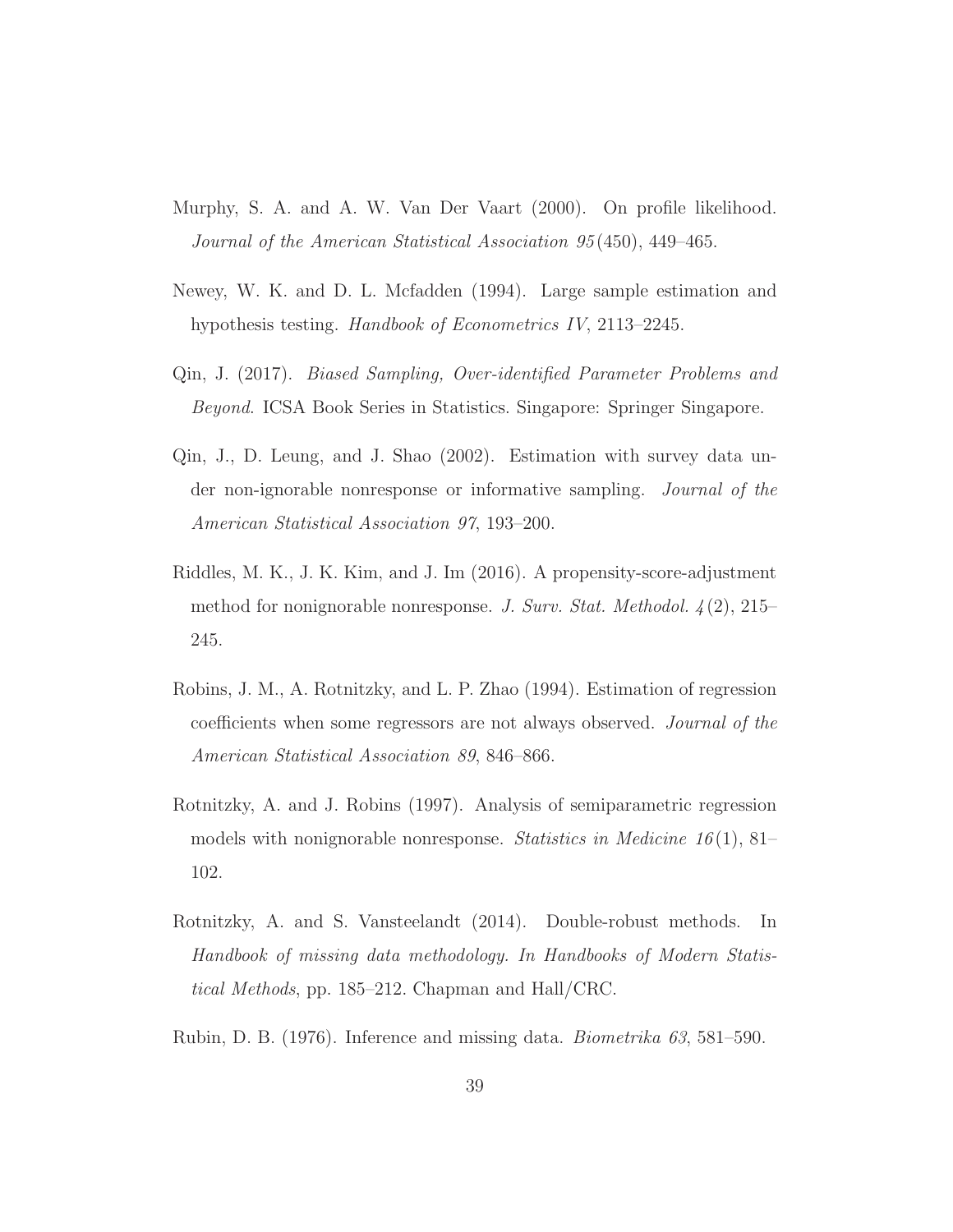Murphy, S. A. and A. W. Van Der Vaart (2000). On profile likelihood. *Journal of the American Statistical Association 95*(450), 449–465.

Newey, W. K. and D. L. Mcfadden (1994). Large sample estimation and hypothesis testing. *Handbook of Econometrics IV*, 2113–2245.

Qin, J. (2017). *Biased Sampling, Over-identified Parameter Problems and Beyond*. ICSA Book Series in Statistics. Singapore: Springer Singapore.

Qin, J., D. Leung, and J. Shao (2002). Estimation with survey data under non-ignorable nonresponse or informative sampling. *Journal of the American Statistical Association 97*, 193–200.

Riddles, M. K., J. K. Kim, and J. Im (2016). A propensity-score-adjustment method for nonignorable nonresponse. *J. Surv. Stat. Methodol. 4*(2), 215–245.

Robins, J. M., A. Rotnitzky, and L. P. Zhao (1994). Estimation of regression coefficients when some regressors are not always observed. *Journal of the American Statistical Association 89*, 846–866.

Rotnitzky, A. and J. Robins (1997). Analysis of semiparametric regression models with nonignorable nonresponse. *Statistics in Medicine 16*(1), 81–102.

Rotnitzky, A. and S. Vansteelandt (2014). Double-robust methods. In *Handbook of missing data methodology. In Handbooks of Modern Statistical Methods*, pp. 185–212. Chapman and Hall/CRC.

Rubin, D. B. (1976). Inference and missing data. *Biometrika 63*, 581–590.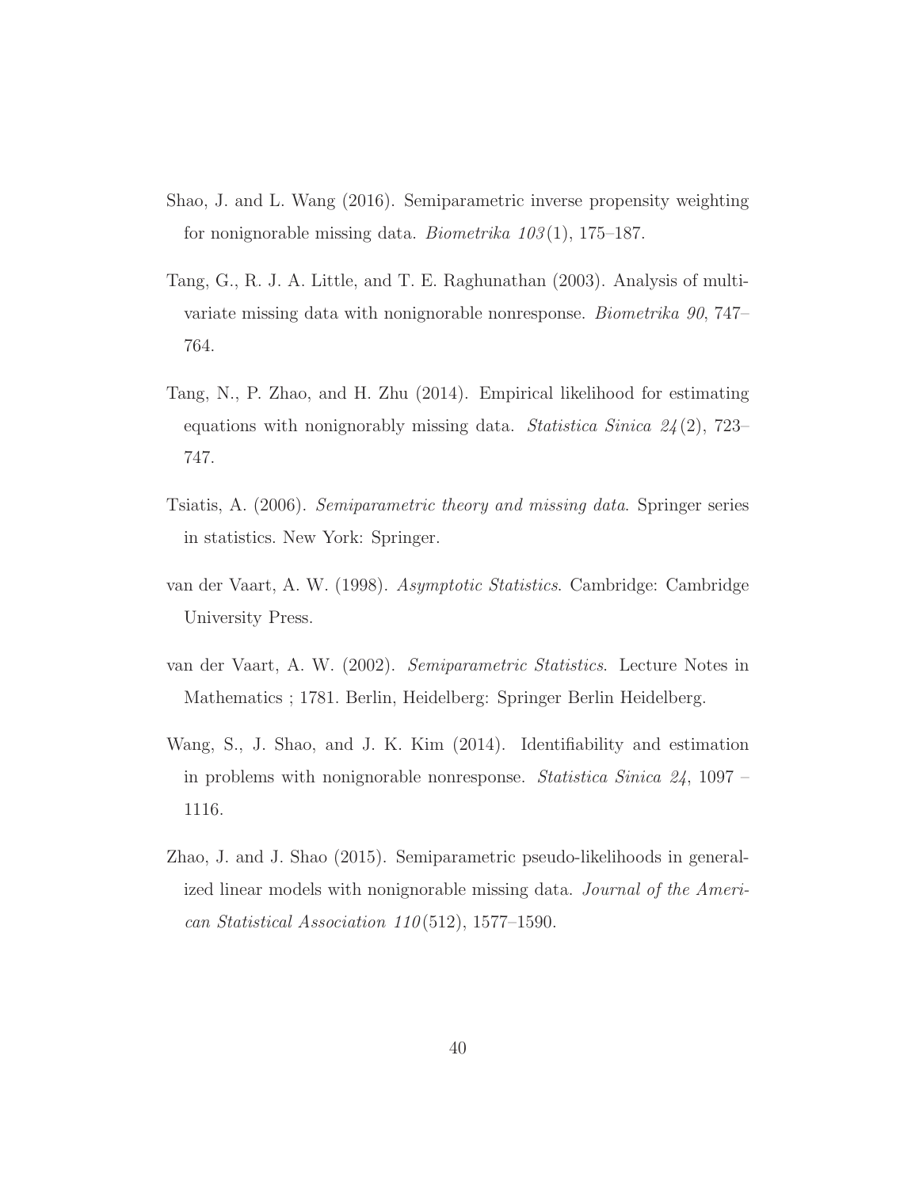Shao, J. and L. Wang (2016). Semiparametric inverse propensity weighting for nonignorable missing data. *Biometrika 103*(1), 175–187.

Tang, G., R. J. A. Little, and T. E. Raghunathan (2003). Analysis of multivariate missing data with nonignorable nonresponse. *Biometrika 90*, 747–764.

Tang, N., P. Zhao, and H. Zhu (2014). Empirical likelihood for estimating equations with nonignorably missing data. *Statistica Sinica 24*(2), 723–747.

Tsiatis, A. (2006). *Semiparametric theory and missing data*. Springer series in statistics. New York: Springer.

van der Vaart, A. W. (1998). *Asymptotic Statistics*. Cambridge: Cambridge University Press.

van der Vaart, A. W. (2002). *Semiparametric Statistics*. Lecture Notes in Mathematics ; 1781. Berlin, Heidelberg: Springer Berlin Heidelberg.

Wang, S., J. Shao, and J. K. Kim (2014). Identifiability and estimation in problems with nonignorable nonresponse. *Statistica Sinica 24*, 1097 – 1116.

Zhao, J. and J. Shao (2015). Semiparametric pseudo-likelihoods in generalized linear models with nonignorable missing data. *Journal of the American Statistical Association 110*(512), 1577–1590.